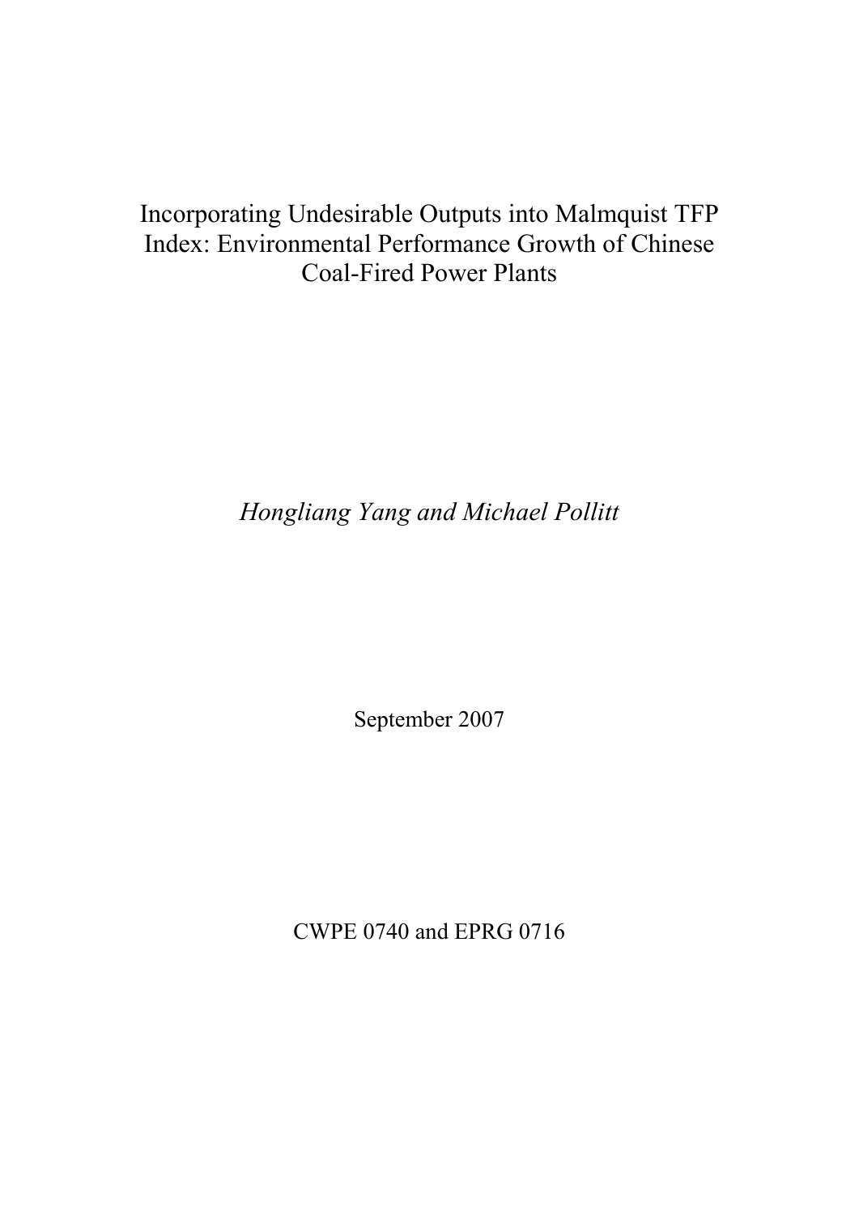# Incorporating Undesirable Outputs into Malmquist TFP Index: Environmental Performance Growth of Chinese Coal-Fired Power Plants

*Hongliang Yang and Michael Pollitt*

September 2007

CWPE 0740 and EPRG 0716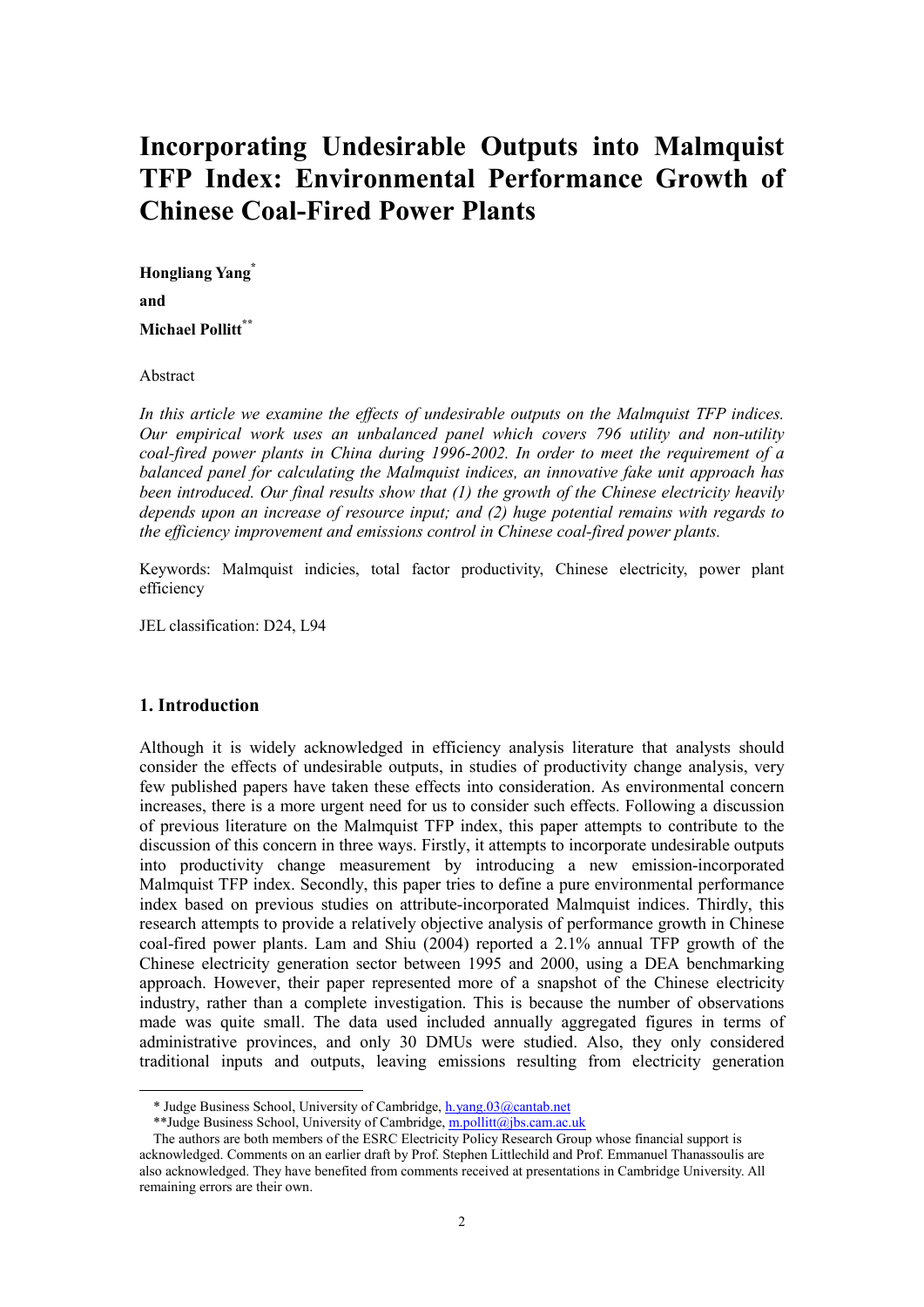# Incorporating Undesirable Outputs into Malmquist TFP Index: Environmental Performance Growth of Chinese Coal-Fired Power Plants

**Hongliang Yang***

**and**

**Michael Pollitt****

Abstract

*In this article we examine the effects of undesirable outputs on the Malmquist TFP indices. Our empirical work uses an unbalanced panel which covers 796 utility and non-utility coal-fired power plants in China during 1996-2002. In order to meet the requirement of a balanced panel for calculating the Malmquist indices, an innovative fake unit approach has been introduced. Our final results show that (1) the growth of the Chinese electricity heavily depends upon an increase of resource input; and (2) huge potential remains with regards to the efficiency improvement and emissions control in Chinese coal-fired power plants.*

Keywords: Malmquist indicies, total factor productivity, Chinese electricity, power plant efficiency

JEL classification: D24, L94

## 1. Introduction

Although it is widely acknowledged in efficiency analysis literature that analysts should consider the effects of undesirable outputs, in studies of productivity change analysis, very few published papers have taken these effects into consideration. As environmental concern increases, there is a more urgent need for us to consider such effects. Following a discussion of previous literature on the Malmquist TFP index, this paper attempts to contribute to the discussion of this concern in three ways. Firstly, it attempts to incorporate undesirable outputs into productivity change measurement by introducing a new emission-incorporated Malmquist TFP index. Secondly, this paper tries to define a pure environmental performance index based on previous studies on attribute-incorporated Malmquist indices. Thirdly, this research attempts to provide a relatively objective analysis of performance growth in Chinese coal-fired power plants. Lam and Shiu (2004) reported a 2.1% annual TFP growth of the Chinese electricity generation sector between 1995 and 2000, using a DEA benchmarking approach. However, their paper represented more of a snapshot of the Chinese electricity industry, rather than a complete investigation. This is because the number of observations made was quite small. The data used included annually aggregated figures in terms of administrative provinces, and only 30 DMUs were studied. Also, they only considered traditional inputs and outputs, leaving emissions resulting from electricity generation

---

\* Judge Business School, University of Cambridge, h.yang.03@cantab.net

\*\*Judge Business School, University of Cambridge, m.pollitt@jbs.cam.ac.uk

The authors are both members of the ESRC Electricity Policy Research Group whose financial support is acknowledged. Comments on an earlier draft by Prof. Stephen Littlechild and Prof. Emmanuel Thanassoulis are also acknowledged. They have benefited from comments received at presentations in Cambridge University. All remaining errors are their own.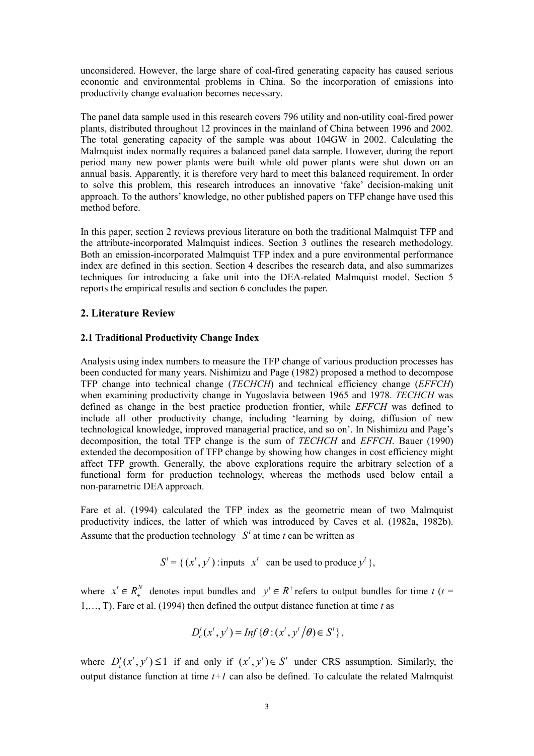unconsidered. However, the large share of coal-fired generating capacity has caused serious economic and environmental problems in China. So the incorporation of emissions into productivity change evaluation becomes necessary.

The panel data sample used in this research covers 796 utility and non-utility coal-fired power plants, distributed throughout 12 provinces in the mainland of China between 1996 and 2002. The total generating capacity of the sample was about 104GW in 2002. Calculating the Malmquist index normally requires a balanced panel data sample. However, during the report period many new power plants were built while old power plants were shut down on an annual basis. Apparently, it is therefore very hard to meet this balanced requirement. In order to solve this problem, this research introduces an innovative 'fake' decision-making unit approach. To the authors' knowledge, no other published papers on TFP change have used this method before.

In this paper, section 2 reviews previous literature on both the traditional Malmquist TFP and the attribute-incorporated Malmquist indices. Section 3 outlines the research methodology. Both an emission-incorporated Malmquist TFP index and a pure environmental performance index are defined in this section. Section 4 describes the research data, and also summarizes techniques for introducing a fake unit into the DEA-related Malmquist model. Section 5 reports the empirical results and section 6 concludes the paper.

## 2. Literature Review

### 2.1 Traditional Productivity Change Index

Analysis using index numbers to measure the TFP change of various production processes has been conducted for many years. Nishimizu and Page (1982) proposed a method to decompose TFP change into technical change (*TECHCH*) and technical efficiency change (*EFFCH*) when examining productivity change in Yugoslavia between 1965 and 1978. *TECHCH* was defined as change in the best practice production frontier, while *EFFCH* was defined to include all other productivity change, including 'learning by doing, diffusion of new technological knowledge, improved managerial practice, and so on'. In Nishimizu and Page's decomposition, the total TFP change is the sum of *TECHCH* and *EFFCH*. Bauer (1990) extended the decomposition of TFP change by showing how changes in cost efficiency might affect TFP growth. Generally, the above explorations require the arbitrary selection of a functional form for production technology, whereas the methods used below entail a non-parametric DEA approach.

Fare et al. (1994) calculated the TFP index as the geometric mean of two Malmquist productivity indices, the latter of which was introduced by Caves et al. (1982a, 1982b). Assume that the production technology $S^t$ at time *t* can be written as

$$S^t = \{(x^t, y^t): \text{inputs } \; x^t \; \text{ can be used to produce } y^t\},$$

where $x^t \in R_+^N$ denotes input bundles and $y^t \in R^+$ refers to output bundles for time *t* ($t$ = 1,…, T). Fare et al. (1994) then defined the output distance function at time *t* as

$$D_c^t(x^t, y^t) = Inf\{\theta : (x^t, y^t/\theta) \in S^t\},$$

where $D_c^t(x^t, y^t) \leq 1$ if and only if $(x^t, y^t) \in S^t$ under CRS assumption. Similarly, the output distance function at time *t+1* can also be defined. To calculate the related Malmquist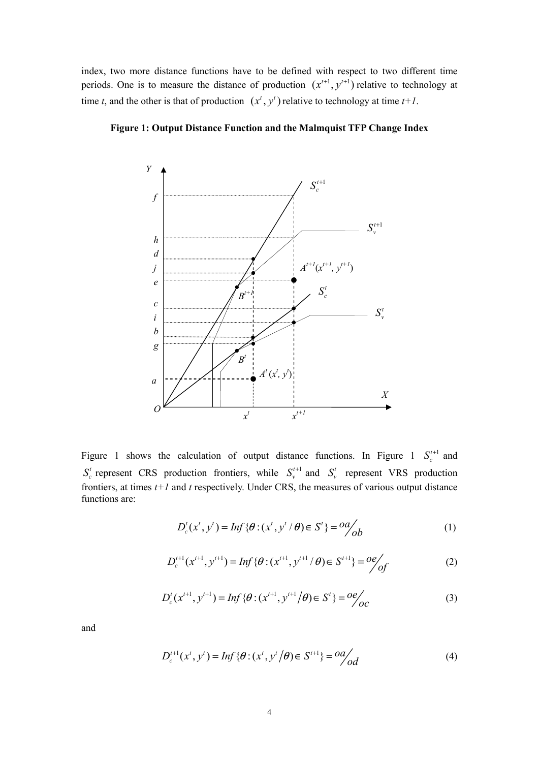index, two more distance functions have to be defined with respect to two different time periods. One is to measure the distance of production $(x^{t+1}, y^{t+1})$ relative to technology at time *t*, and the other is that of production $(x^t, y^t)$ relative to technology at time *t+1*.

**Figure 1: Output Distance Function and the Malmquist TFP Change Index**

Figure 1 shows the calculation of output distance functions. In Figure 1 $S_c^{t+1}$ and $S_c^t$ represent CRS production frontiers, while $S_v^{t+1}$ and $S_v^t$ represent VRS production frontiers, at times *t+1* and *t* respectively. Under CRS, the measures of various output distance functions are:

$$D_c^t(x^t, y^t) = Inf\{\theta : (x^t, y^t / \theta) \in S^t\} = {oa}/{ob} \tag{1}$$

$$D_c^{t+1}(x^{t+1}, y^{t+1}) = Inf\{\theta : (x^{t+1}, y^{t+1} / \theta) \in S^{t+1}\} = {oe}/{of} \tag{2}$$

$$D_c^t(x^{t+1}, y^{t+1}) = Inf\{\theta : (x^{t+1}, y^{t+1} / \theta) \in S^t\} = {oe}/{oc} \tag{3}$$

and

$$D_c^{t+1}(x^t, y^t) = Inf\{\theta : (x^t, y^t / \theta) \in S^{t+1}\} = {oa}/{od} \tag{4}$$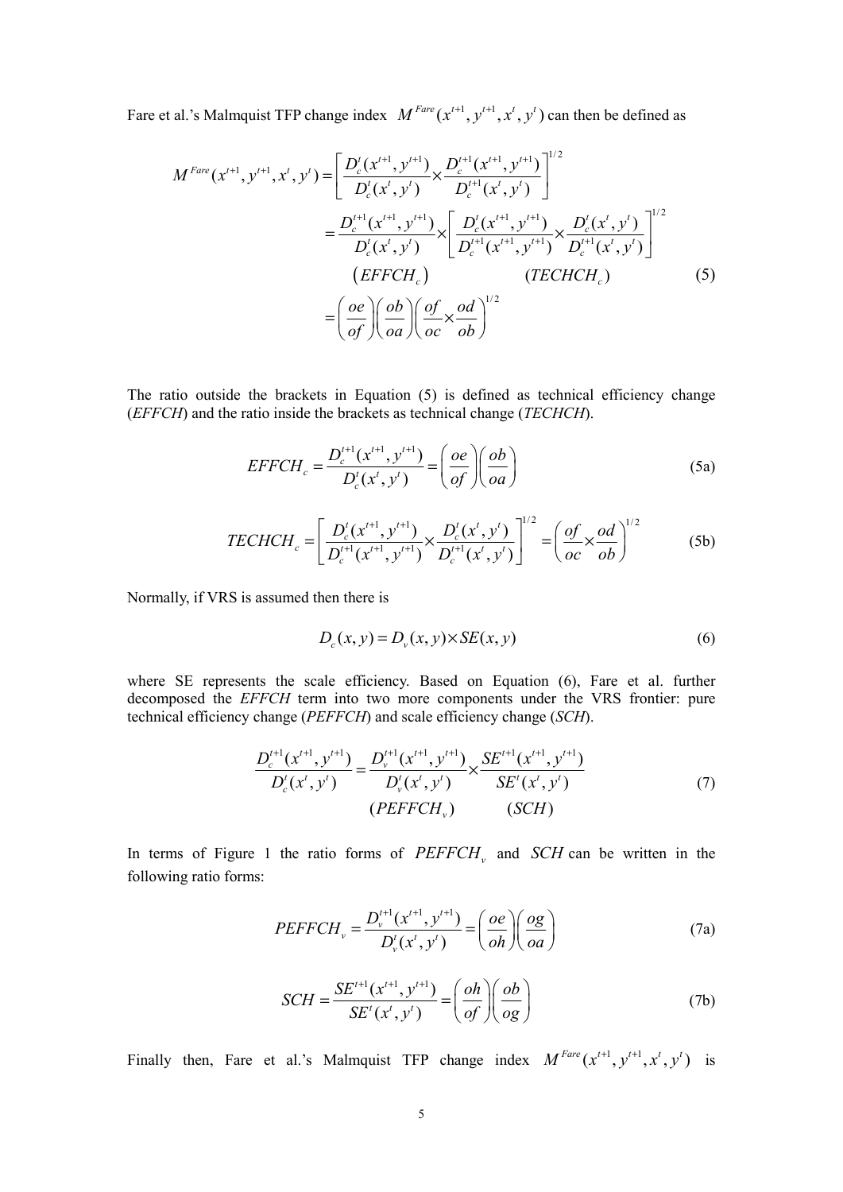Fare et al.'s Malmquist TFP change index $M^{Fare}(x^{t+1}, y^{t+1}, x^t, y^t)$ can then be defined as

$$
\begin{aligned}
M^{Fare}(x^{t+1}, y^{t+1}, x^t, y^t) &= \left[ \frac{D_c^t(x^{t+1}, y^{t+1})}{D_c^t(x^t, y^t)} \times \frac{D_c^{t+1}(x^{t+1}, y^{t+1})}{D_c^{t+1}(x^t, y^t)} \right]^{1/2} \\
&= \frac{D_c^{t+1}(x^{t+1}, y^{t+1})}{D_c^t(x^t, y^t)} \times \left[ \frac{D_c^t(x^{t+1}, y^{t+1})}{D_c^{t+1}(x^{t+1}, y^{t+1})} \times \frac{D_c^t(x^t, y^t)}{D_c^{t+1}(x^t, y^t)} \right]^{1/2} \\
&\qquad (EFFCH_c) \qquad\qquad\qquad\qquad (TECHCH_c) \\
&= \left( \frac{oe}{of} \right) \left( \frac{ob}{oa} \right) \left( \frac{of}{oc} \times \frac{od}{ob} \right)^{1/2}
\end{aligned}
\tag{5}
$$

The ratio outside the brackets in Equation (5) is defined as technical efficiency change (*EFFCH*) and the ratio inside the brackets as technical change (*TECHCH*).

$$
EFFCH_c = \frac{D_c^{t+1}(x^{t+1}, y^{t+1})}{D_c^t(x^t, y^t)} = \left( \frac{oe}{of} \right) \left( \frac{ob}{oa} \right) \tag{5a}
$$

$$
TECHCH_c = \left[ \frac{D_c^t(x^{t+1}, y^{t+1})}{D_c^{t+1}(x^{t+1}, y^{t+1})} \times \frac{D_c^t(x^t, y^t)}{D_c^{t+1}(x^t, y^t)} \right]^{1/2} = \left( \frac{of}{oc} \times \frac{od}{ob} \right)^{1/2} \tag{5b}
$$

Normally, if VRS is assumed then there is

$$
D_c(x, y) = D_v(x, y) \times SE(x, y) \tag{6}
$$

where SE represents the scale efficiency. Based on Equation (6), Fare et al. further decomposed the *EFFCH* term into two more components under the VRS frontier: pure technical efficiency change (*PEFFCH*) and scale efficiency change (*SCH*).

$$
\begin{aligned}
\frac{D_c^{t+1}(x^{t+1}, y^{t+1})}{D_c^t(x^t, y^t)} &= \frac{D_v^{t+1}(x^{t+1}, y^{t+1})}{D_v^t(x^t, y^t)} \times \frac{SE^{t+1}(x^{t+1}, y^{t+1})}{SE^t(x^t, y^t)} \\
&\qquad (PEFFCH_v) \qquad\qquad (SCH)
\end{aligned}
\tag{7}
$$

In terms of Figure 1 the ratio forms of $PEFFCH_v$ and $SCH$ can be written in the following ratio forms:

$$
PEFFCH_v = \frac{D_v^{t+1}(x^{t+1}, y^{t+1})}{D_v^t(x^t, y^t)} = \left( \frac{oe}{oh} \right) \left( \frac{og}{oa} \right) \tag{7a}
$$

$$
SCH = \frac{SE^{t+1}(x^{t+1}, y^{t+1})}{SE^t(x^t, y^t)} = \left( \frac{oh}{of} \right) \left( \frac{ob}{og} \right) \tag{7b}
$$

Finally then, Fare et al.'s Malmquist TFP change index $M^{Fare}(x^{t+1}, y^{t+1}, x^t, y^t)$ is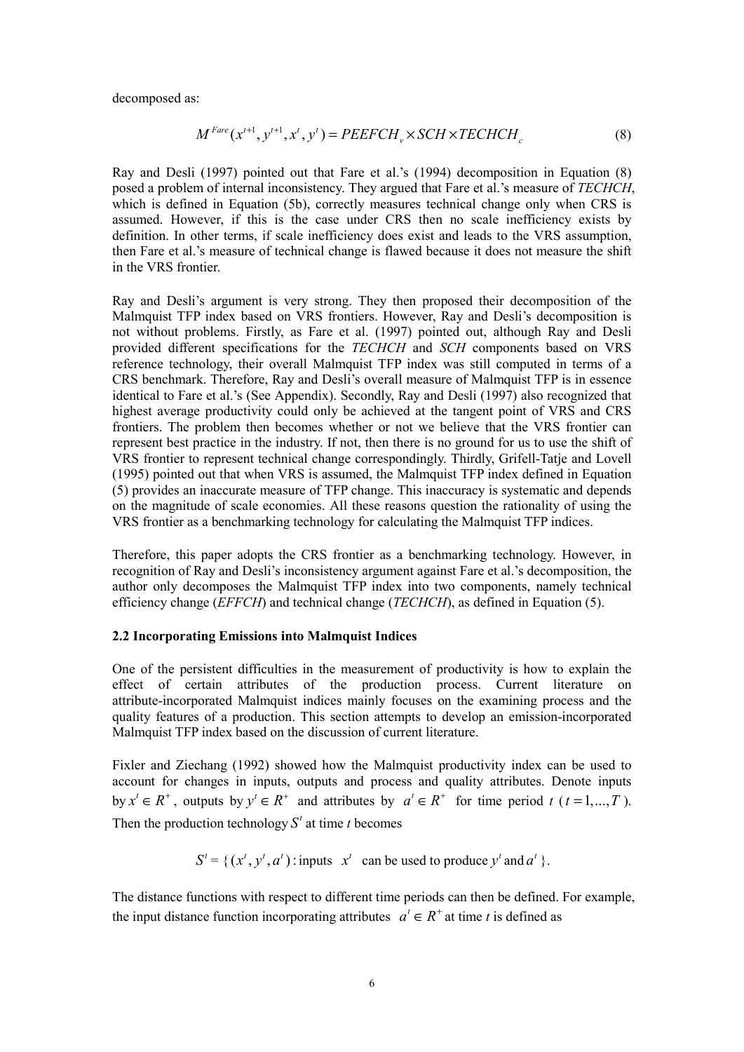decomposed as:

$$M^{Fare}(x^{t+1}, y^{t+1}, x^t, y^t) = PEEFCH_v \times SCH \times TECHCH_c \tag{8}$$

Ray and Desli (1997) pointed out that Fare et al.'s (1994) decomposition in Equation (8) posed a problem of internal inconsistency. They argued that Fare et al.'s measure of *TECHCH*, which is defined in Equation (5b), correctly measures technical change only when CRS is assumed. However, if this is the case under CRS then no scale inefficiency exists by definition. In other terms, if scale inefficiency does exist and leads to the VRS assumption, then Fare et al.'s measure of technical change is flawed because it does not measure the shift in the VRS frontier.

Ray and Desli's argument is very strong. They then proposed their decomposition of the Malmquist TFP index based on VRS frontiers. However, Ray and Desli's decomposition is not without problems. Firstly, as Fare et al. (1997) pointed out, although Ray and Desli provided different specifications for the *TECHCH* and *SCH* components based on VRS reference technology, their overall Malmquist TFP index was still computed in terms of a CRS benchmark. Therefore, Ray and Desli's overall measure of Malmquist TFP is in essence identical to Fare et al.'s (See Appendix). Secondly, Ray and Desli (1997) also recognized that highest average productivity could only be achieved at the tangent point of VRS and CRS frontiers. The problem then becomes whether or not we believe that the VRS frontier can represent best practice in the industry. If not, then there is no ground for us to use the shift of VRS frontier to represent technical change correspondingly. Thirdly, Grifell-Tatje and Lovell (1995) pointed out that when VRS is assumed, the Malmquist TFP index defined in Equation (5) provides an inaccurate measure of TFP change. This inaccuracy is systematic and depends on the magnitude of scale economies. All these reasons question the rationality of using the VRS frontier as a benchmarking technology for calculating the Malmquist TFP indices.

Therefore, this paper adopts the CRS frontier as a benchmarking technology. However, in recognition of Ray and Desli's inconsistency argument against Fare et al.'s decomposition, the author only decomposes the Malmquist TFP index into two components, namely technical efficiency change (*EFFCH*) and technical change (*TECHCH*), as defined in Equation (5).

### 2.2 Incorporating Emissions into Malmquist Indices

One of the persistent difficulties in the measurement of productivity is how to explain the effect of certain attributes of the production process. Current literature on attribute-incorporated Malmquist indices mainly focuses on the examining process and the quality features of a production. This section attempts to develop an emission-incorporated Malmquist TFP index based on the discussion of current literature.

Fixler and Ziechang (1992) showed how the Malmquist productivity index can be used to account for changes in inputs, outputs and process and quality attributes. Denote inputs by $x^t \in R^+$, outputs by $y^t \in R^+$ and attributes by $a^t \in R^+$ for time period $t$ ($t = 1, ..., T$). Then the production technology $S^t$ at time $t$ becomes

$$S^t = \{(x^t, y^t, a^t) : \text{inputs } x^t \text{ can be used to produce } y^t \text{ and } a^t\}.$$

The distance functions with respect to different time periods can then be defined. For example, the input distance function incorporating attributes $a^t \in R^+$ at time $t$ is defined as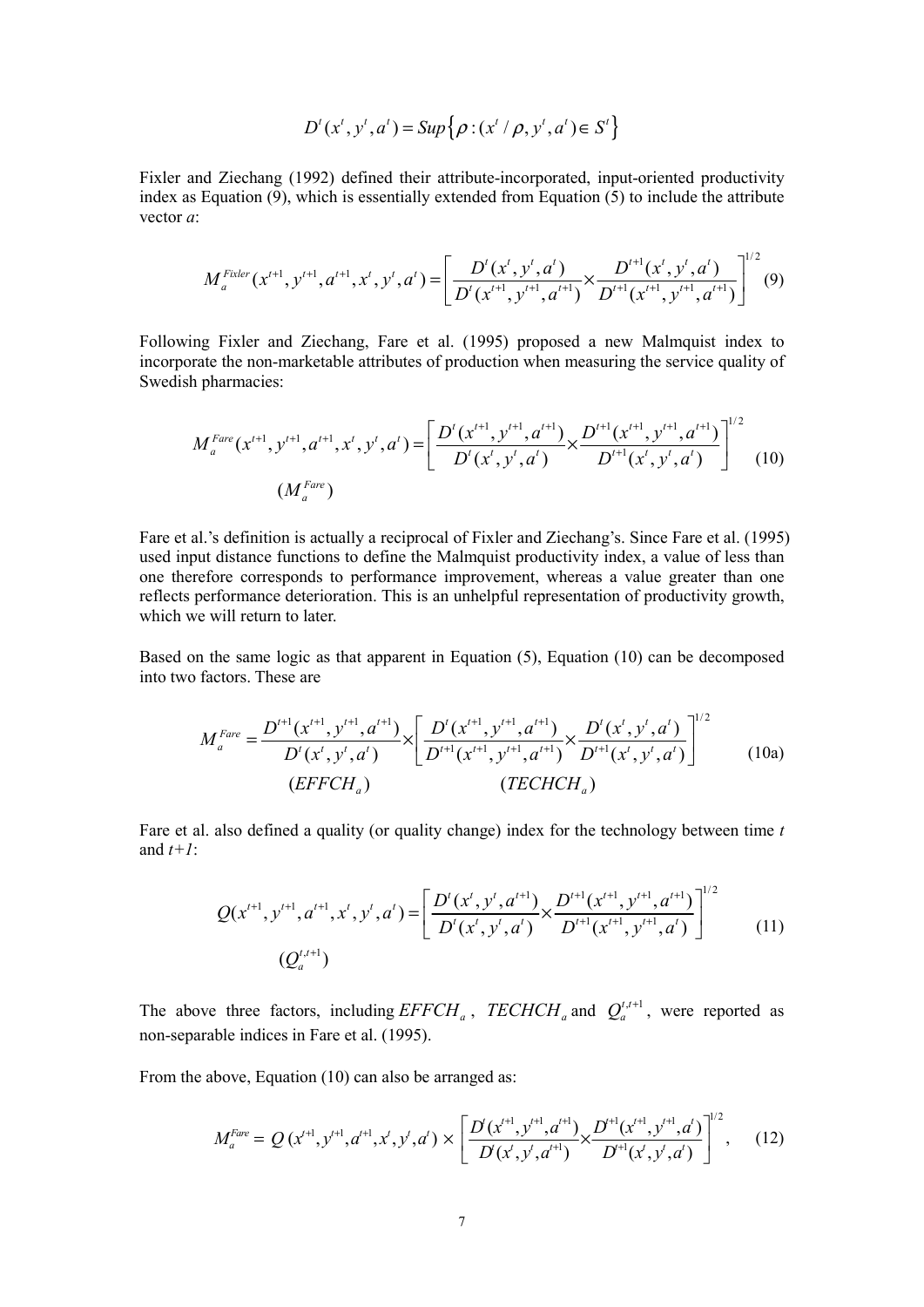$$D^t(x^t, y^t, a^t) = Sup\left\{\rho : (x^t / \rho, y^t, a^t) \in S^t\right\}$$

Fixler and Ziechang (1992) defined their attribute-incorporated, input-oriented productivity index as Equation (9), which is essentially extended from Equation (5) to include the attribute vector *a*:

$$M_a^{Fixler}(x^{t+1}, y^{t+1}, a^{t+1}, x^t, y^t, a^t) = \left[\frac{D^t(x^t, y^t, a^t)}{D^t(x^{t+1}, y^{t+1}, a^{t+1})} \times \frac{D^{t+1}(x^t, y^t, a^t)}{D^{t+1}(x^{t+1}, y^{t+1}, a^{t+1})}\right]^{1/2} \quad (9)$$

Following Fixler and Ziechang, Fare et al. (1995) proposed a new Malmquist index to incorporate the non-marketable attributes of production when measuring the service quality of Swedish pharmacies:

$$M_a^{Fare}(x^{t+1}, y^{t+1}, a^{t+1}, x^t, y^t, a^t) = \left[\frac{D^t(x^{t+1}, y^{t+1}, a^{t+1})}{D^t(x^t, y^t, a^t)} \times \frac{D^{t+1}(x^{t+1}, y^{t+1}, a^{t+1})}{D^{t+1}(x^t, y^t, a^t)}\right]^{1/2} \quad (10)$$

$$(M_a^{Fare})$$

Fare et al.'s definition is actually a reciprocal of Fixler and Ziechang's. Since Fare et al. (1995) used input distance functions to define the Malmquist productivity index, a value of less than one therefore corresponds to performance improvement, whereas a value greater than one reflects performance deterioration. This is an unhelpful representation of productivity growth, which we will return to later.

Based on the same logic as that apparent in Equation (5), Equation (10) can be decomposed into two factors. These are

$$M_a^{Fare} = \underbrace{\frac{D^{t+1}(x^{t+1}, y^{t+1}, a^{t+1})}{D^t(x^t, y^t, a^t)}}_{(EFFCH_a)} \times \underbrace{\left[\frac{D^t(x^{t+1}, y^{t+1}, a^{t+1})}{D^{t+1}(x^{t+1}, y^{t+1}, a^{t+1})} \times \frac{D^t(x^t, y^t, a^t)}{D^{t+1}(x^t, y^t, a^t)}\right]^{1/2}}_{(TECHCH_a)} \quad (10a)$$

Fare et al. also defined a quality (or quality change) index for the technology between time *t* and *t+1*:

$$Q(x^{t+1}, y^{t+1}, a^{t+1}, x^t, y^t, a^t) = \left[\frac{D^t(x^t, y^t, a^{t+1})}{D^t(x^t, y^t, a^t)} \times \frac{D^{t+1}(x^{t+1}, y^{t+1}, a^{t+1})}{D^{t+1}(x^{t+1}, y^{t+1}, a^t)}\right]^{1/2} \quad (11)$$

$$(Q_a^{t,t+1})$$

The above three factors, including $EFFCH_a$, $TECHCH_a$ and $Q_a^{t,t+1}$, were reported as non-separable indices in Fare et al. (1995).

From the above, Equation (10) can also be arranged as:

$$M_a^{Fare} = Q(x^{t+1}, y^{t+1}, a^{t+1}, x^t, y^t, a^t) \times \left[\frac{D^t(x^{t+1}, y^{t+1}, a^{t+1})}{D^t(x^t, y^t, a^{t+1})} \times \frac{D^{t+1}(x^{t+1}, y^{t+1}, a^t)}{D^{t+1}(x^t, y^t, a^t)}\right]^{1/2}, \quad (12)$$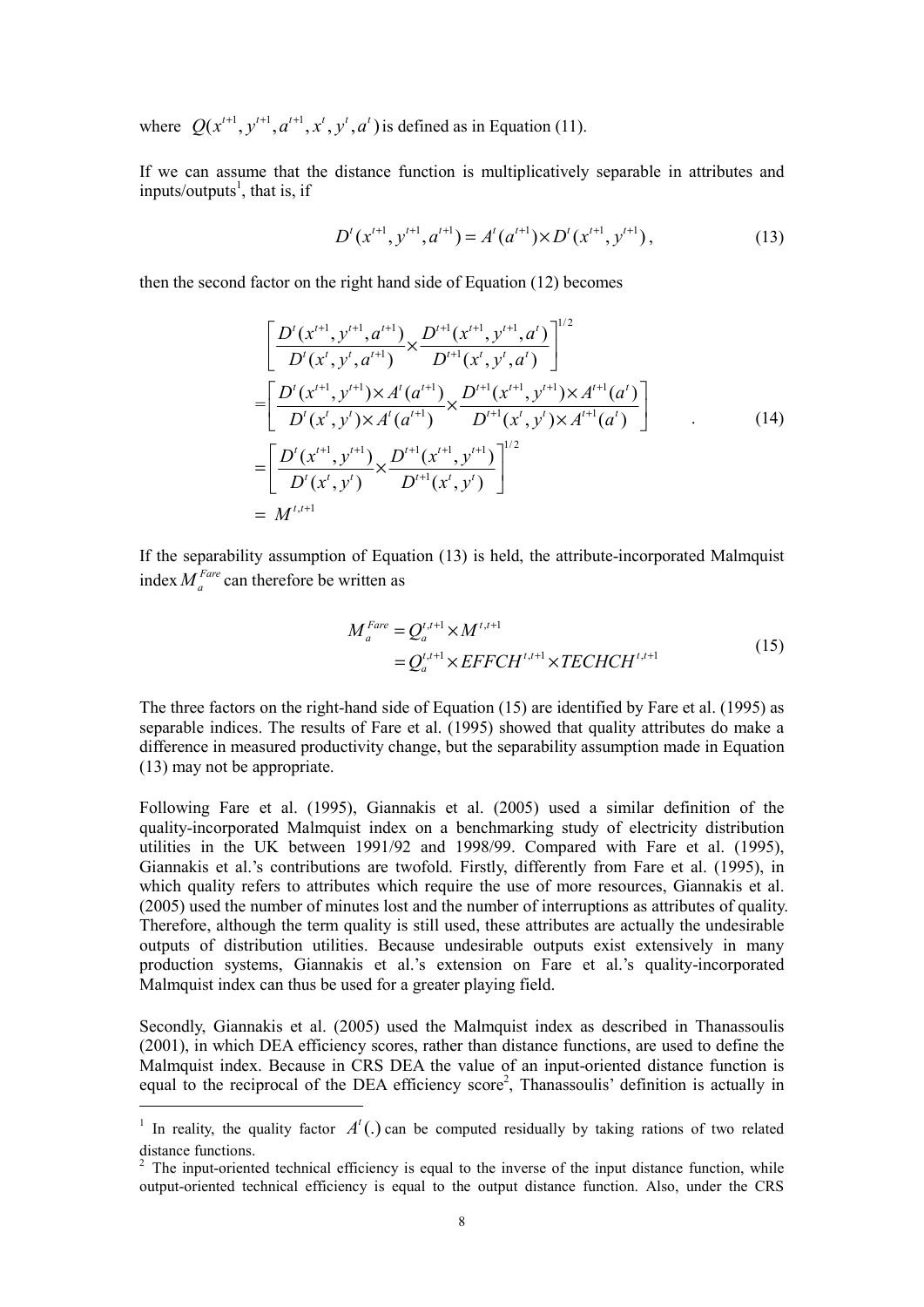where $Q(x^{t+1}, y^{t+1}, a^{t+1}, x^t, y^t, a^t)$ is defined as in Equation (11).

If we can assume that the distance function is multiplicatively separable in attributes and inputs/outputs[1], that is, if

$$D^t(x^{t+1}, y^{t+1}, a^{t+1}) = A^t(a^{t+1}) \times D^t(x^{t+1}, y^{t+1}), \tag{13}$$

then the second factor on the right hand side of Equation (12) becomes

$$\begin{aligned}
&\left[\frac{D^t(x^{t+1}, y^{t+1}, a^{t+1})}{D^t(x^t, y^t, a^{t+1})} \times \frac{D^{t+1}(x^{t+1}, y^{t+1}, a^t)}{D^{t+1}(x^t, y^t, a^t)}\right]^{1/2} \\
&= \left[\frac{D^t(x^{t+1}, y^{t+1}) \times A^t(a^{t+1})}{D^t(x^t, y^t) \times A^t(a^{t+1})} \times \frac{D^{t+1}(x^{t+1}, y^{t+1}) \times A^{t+1}(a^t)}{D^{t+1}(x^t, y^t) \times A^{t+1}(a^t)}\right] \\
&= \left[\frac{D^t(x^{t+1}, y^{t+1})}{D^t(x^t, y^t)} \times \frac{D^{t+1}(x^{t+1}, y^{t+1})}{D^{t+1}(x^t, y^t)}\right]^{1/2} \\
&= M^{t,t+1}
\end{aligned} \tag{14}$$

If the separability assumption of Equation (13) is held, the attribute-incorporated Malmquist index $M_a^{Fare}$ can therefore be written as

$$\begin{aligned}
M_a^{Fare} &= Q_a^{t,t+1} \times M^{t,t+1} \\
&= Q_a^{t,t+1} \times EFFCH^{t,t+1} \times TECHCH^{t,t+1}
\end{aligned} \tag{15}$$

The three factors on the right-hand side of Equation (15) are identified by Fare et al. (1995) as separable indices. The results of Fare et al. (1995) showed that quality attributes do make a difference in measured productivity change, but the separability assumption made in Equation (13) may not be appropriate.

Following Fare et al. (1995), Giannakis et al. (2005) used a similar definition of the quality-incorporated Malmquist index on a benchmarking study of electricity distribution utilities in the UK between 1991/92 and 1998/99. Compared with Fare et al. (1995), Giannakis et al.'s contributions are twofold. Firstly, differently from Fare et al. (1995), in which quality refers to attributes which require the use of more resources, Giannakis et al. (2005) used the number of minutes lost and the number of interruptions as attributes of quality. Therefore, although the term quality is still used, these attributes are actually the undesirable outputs of distribution utilities. Because undesirable outputs exist extensively in many production systems, Giannakis et al.'s extension on Fare et al.'s quality-incorporated Malmquist index can thus be used for a greater playing field.

Secondly, Giannakis et al. (2005) used the Malmquist index as described in Thanassoulis (2001), in which DEA efficiency scores, rather than distance functions, are used to define the Malmquist index. Because in CRS DEA the value of an input-oriented distance function is equal to the reciprocal of the DEA efficiency score[2], Thanassoulis' definition is actually in

---

[1] In reality, the quality factor $A^t(.)$ can be computed residually by taking rations of two related distance functions.

[2] The input-oriented technical efficiency is equal to the inverse of the input distance function, while output-oriented technical efficiency is equal to the output distance function. Also, under the CRS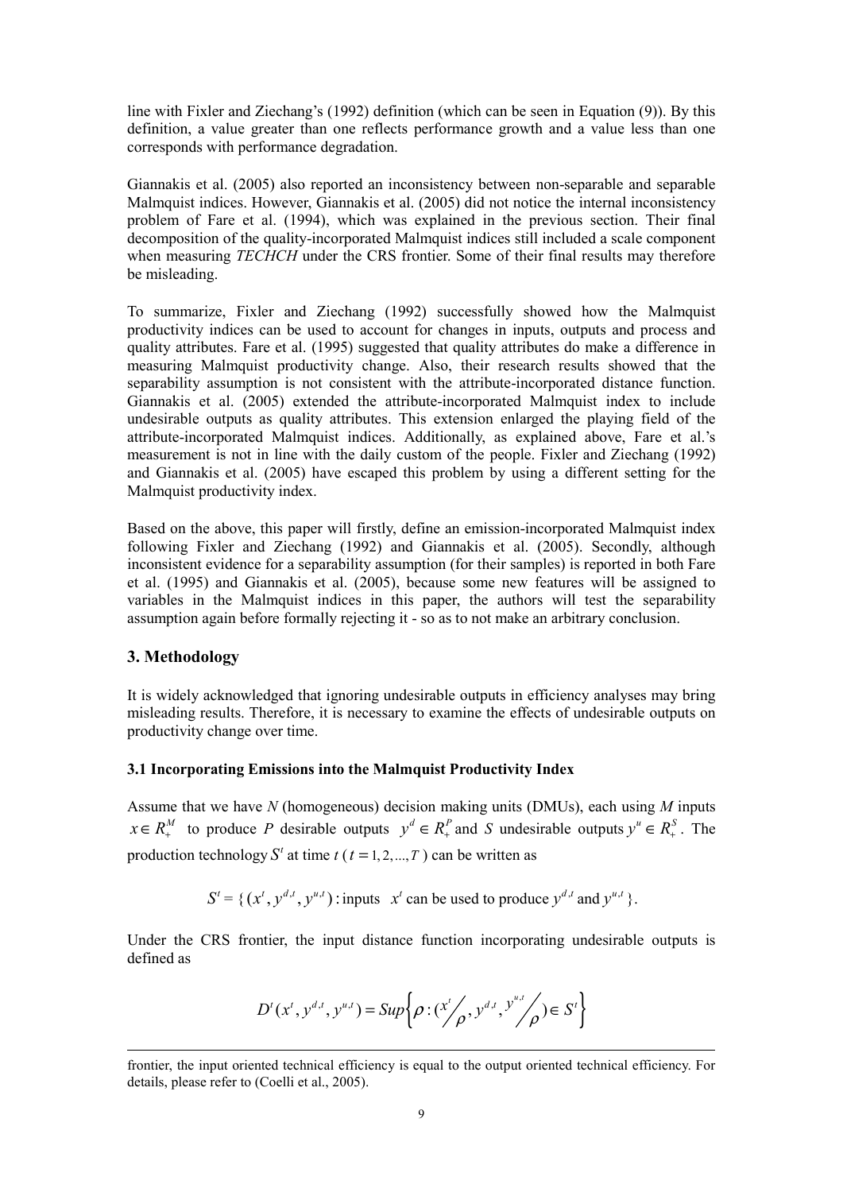line with Fixler and Ziechang's (1992) definition (which can be seen in Equation (9)). By this definition, a value greater than one reflects performance growth and a value less than one corresponds with performance degradation.

Giannakis et al. (2005) also reported an inconsistency between non-separable and separable Malmquist indices. However, Giannakis et al. (2005) did not notice the internal inconsistency problem of Fare et al. (1994), which was explained in the previous section. Their final decomposition of the quality-incorporated Malmquist indices still included a scale component when measuring *TECHCH* under the CRS frontier. Some of their final results may therefore be misleading.

To summarize, Fixler and Ziechang (1992) successfully showed how the Malmquist productivity indices can be used to account for changes in inputs, outputs and process and quality attributes. Fare et al. (1995) suggested that quality attributes do make a difference in measuring Malmquist productivity change. Also, their research results showed that the separability assumption is not consistent with the attribute-incorporated distance function. Giannakis et al. (2005) extended the attribute-incorporated Malmquist index to include undesirable outputs as quality attributes. This extension enlarged the playing field of the attribute-incorporated Malmquist indices. Additionally, as explained above, Fare et al.'s measurement is not in line with the daily custom of the people. Fixler and Ziechang (1992) and Giannakis et al. (2005) have escaped this problem by using a different setting for the Malmquist productivity index.

Based on the above, this paper will firstly, define an emission-incorporated Malmquist index following Fixler and Ziechang (1992) and Giannakis et al. (2005). Secondly, although inconsistent evidence for a separability assumption (for their samples) is reported in both Fare et al. (1995) and Giannakis et al. (2005), because some new features will be assigned to variables in the Malmquist indices in this paper, the authors will test the separability assumption again before formally rejecting it - so as to not make an arbitrary conclusion.

## 3. Methodology

It is widely acknowledged that ignoring undesirable outputs in efficiency analyses may bring misleading results. Therefore, it is necessary to examine the effects of undesirable outputs on productivity change over time.

### 3.1 Incorporating Emissions into the Malmquist Productivity Index

Assume that we have $N$ (homogeneous) decision making units (DMUs), each using $M$ inputs $x \in R_+^M$ to produce $P$ desirable outputs $y^d \in R_+^P$ and $S$ undesirable outputs $y^u \in R_+^S$. The production technology $S^t$ at time $t$ ( $t = 1, 2, ..., T$ ) can be written as

$$S^t = \{ (x^t, y^{d,t}, y^{u,t}) : \text{inputs } \; x^t \text{ can be used to produce } y^{d,t} \text{ and } y^{u,t} \}.$$

Under the CRS frontier, the input distance function incorporating undesirable outputs is defined as

$$D^t(x^t, y^{d,t}, y^{u,t}) = Sup \left\{ \rho : ( x^t / \rho , y^{d,t}, y^{u,t} / \rho ) \in S^t \right\}$$

---

frontier, the input oriented technical efficiency is equal to the output oriented technical efficiency. For details, please refer to (Coelli et al., 2005).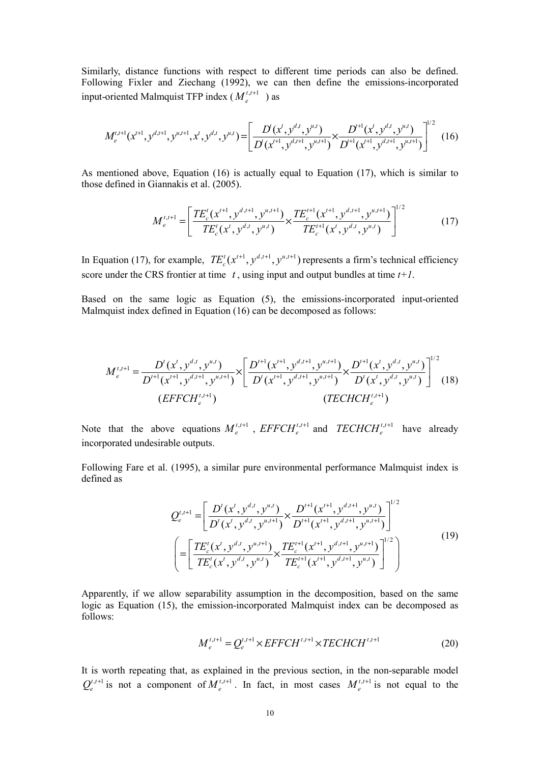Similarly, distance functions with respect to different time periods can also be defined. Following Fixler and Ziechang (1992), we can then define the emissions-incorporated input-oriented Malmquist TFP index ( $M_e^{t,t+1}$ ) as

$$M_e^{t,t+1}(x^{t+1}, y^{d,t+1}, y^{u,t+1}, x^t, y^{d,t}, y^{u,t}) = \left[ \frac{D^t(x^t, y^{d,t}, y^{u,t})}{D^t(x^{t+1}, y^{d,t+1}, y^{u,t+1})} \times \frac{D^{t+1}(x^t, y^{d,t}, y^{u,t})}{D^{t+1}(x^{t+1}, y^{d,t+1}, y^{u,t+1})} \right]^{1/2} \quad (16)$$

As mentioned above, Equation (16) is actually equal to Equation (17), which is similar to those defined in Giannakis et al. (2005).

$$M_e^{t,t+1} = \left[ \frac{TE_c^t(x^{t+1}, y^{d,t+1}, y^{u,t+1})}{TE_c^t(x^t, y^{d,t}, y^{u,t})} \times \frac{TE_c^{t+1}(x^{t+1}, y^{d,t+1}, y^{u,t+1})}{TE_c^{t+1}(x^t, y^{d,t}, y^{u,t})} \right]^{1/2} \quad (17)$$

In Equation (17), for example, $TE_c^t(x^{t+1}, y^{d,t+1}, y^{u,t+1})$ represents a firm's technical efficiency score under the CRS frontier at time $t$, using input and output bundles at time *t+1*.

Based on the same logic as Equation (5), the emissions-incorporated input-oriented Malmquist index defined in Equation (16) can be decomposed as follows:

$$M_e^{t,t+1} = \underbrace{\frac{D^t(x^t, y^{d,t}, y^{u,t})}{D^{t+1}(x^{t+1}, y^{d,t+1}, y^{u,t+1})}}_{(EFFCH_e^{t,t+1})} \times \underbrace{\left[ \frac{D^{t+1}(x^{t+1}, y^{d,t+1}, y^{u,t+1})}{D^t(x^{t+1}, y^{d,t+1}, y^{u,t+1})} \times \frac{D^{t+1}(x^t, y^{d,t}, y^{u,t})}{D^t(x^t, y^{d,t}, y^{u,t})} \right]^{1/2}}_{(TECHCH_e^{t,t+1})} \quad (18)$$

Note that the above equations $M_e^{t,t+1}$ , $EFFCH_e^{t,t+1}$ and $TECHCH_e^{t,t+1}$ have already incorporated undesirable outputs.

Following Fare et al. (1995), a similar pure environmental performance Malmquist index is defined as

$$Q_e^{t,t+1} = \left[ \frac{D^t(x^t, y^{d,t}, y^{u,t})}{D^t(x^t, y^{d,t}, y^{u,t+1})} \times \frac{D^{t+1}(x^{t+1}, y^{d,t+1}, y^{u,t})}{D^{t+1}(x^{t+1}, y^{d,t+1}, y^{u,t+1})} \right]^{1/2}$$

$$\left( = \left[ \frac{TE_c^t(x^t, y^{d,t}, y^{u,t+1})}{TE_c^t(x^t, y^{d,t}, y^{u,t})} \times \frac{TE_c^{t+1}(x^{t+1}, y^{d,t+1}, y^{u,t+1})}{TE_c^{t+1}(x^{t+1}, y^{d,t+1}, y^{u,t})} \right]^{1/2} \right) \quad (19)$$

Apparently, if we allow separability assumption in the decomposition, based on the same logic as Equation (15), the emission-incorporated Malmquist index can be decomposed as follows:

$$M_e^{t,t+1} = Q_e^{t,t+1} \times EFFCH^{t,t+1} \times TECHCH^{t,t+1} \quad (20)$$

It is worth repeating that, as explained in the previous section, in the non-separable model $Q_e^{t,t+1}$ is not a component of $M_e^{t,t+1}$. In fact, in most cases $M_e^{t,t+1}$ is not equal to the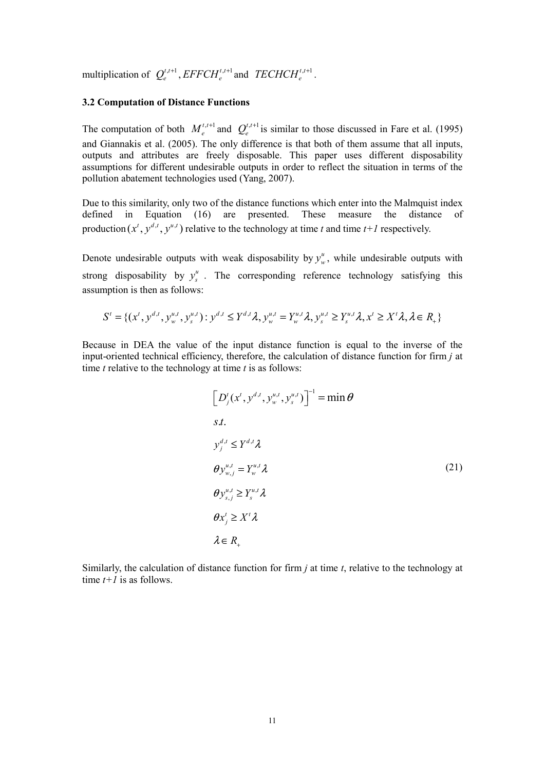multiplication of $Q_e^{t,t+1}$, $EFFCH_e^{t,t+1}$ and $TECHCH_e^{t,t+1}$.

### 3.2 Computation of Distance Functions

The computation of both $M_e^{t,t+1}$ and $Q_e^{t,t+1}$ is similar to those discussed in Fare et al. (1995) and Giannakis et al. (2005). The only difference is that both of them assume that all inputs, outputs and attributes are freely disposable. This paper uses different disposability assumptions for different undesirable outputs in order to reflect the situation in terms of the pollution abatement technologies used (Yang, 2007).

Due to this similarity, only two of the distance functions which enter into the Malmquist index defined in Equation (16) are presented. These measure the distance of production $(x^t, y^{d,t}, y^{u,t})$ relative to the technology at time $t$ and time $t+1$ respectively.

Denote undesirable outputs with weak disposability by $y_w^u$, while undesirable outputs with strong disposability by $y_s^u$. The corresponding reference technology satisfying this assumption is then as follows:

$$S^t = \{(x^t, y^{d,t}, y_w^{u,t}, y_s^{u,t}) : y^{d,t} \le Y^{d,t}\lambda, y_w^{u,t} = Y_w^{u,t}\lambda, y_s^{u,t} \ge Y_s^{u,t}\lambda, x^t \ge X^t\lambda, \lambda \in R_+\}$$

Because in DEA the value of the input distance function is equal to the inverse of the input-oriented technical efficiency, therefore, the calculation of distance function for firm $j$ at time $t$ relative to the technology at time $t$ is as follows:

$$\begin{aligned}
&\left[D_j^t(x^t, y^{d,t}, y_w^{u,t}, y_s^{u,t})\right]^{-1} = \min \theta \\
&s.t. \\
&y_j^{d,t} \le Y^{d,t}\lambda \\
&\theta y_{w,j}^{u,t} = Y_w^{u,t}\lambda \\
&\theta y_{s,j}^{u,t} \ge Y_s^{u,t}\lambda \\
&\theta x_j^t \ge X^t\lambda \\
&\lambda \in R_+
\end{aligned} \tag{21}$$

Similarly, the calculation of distance function for firm $j$ at time $t$, relative to the technology at time $t+1$ is as follows.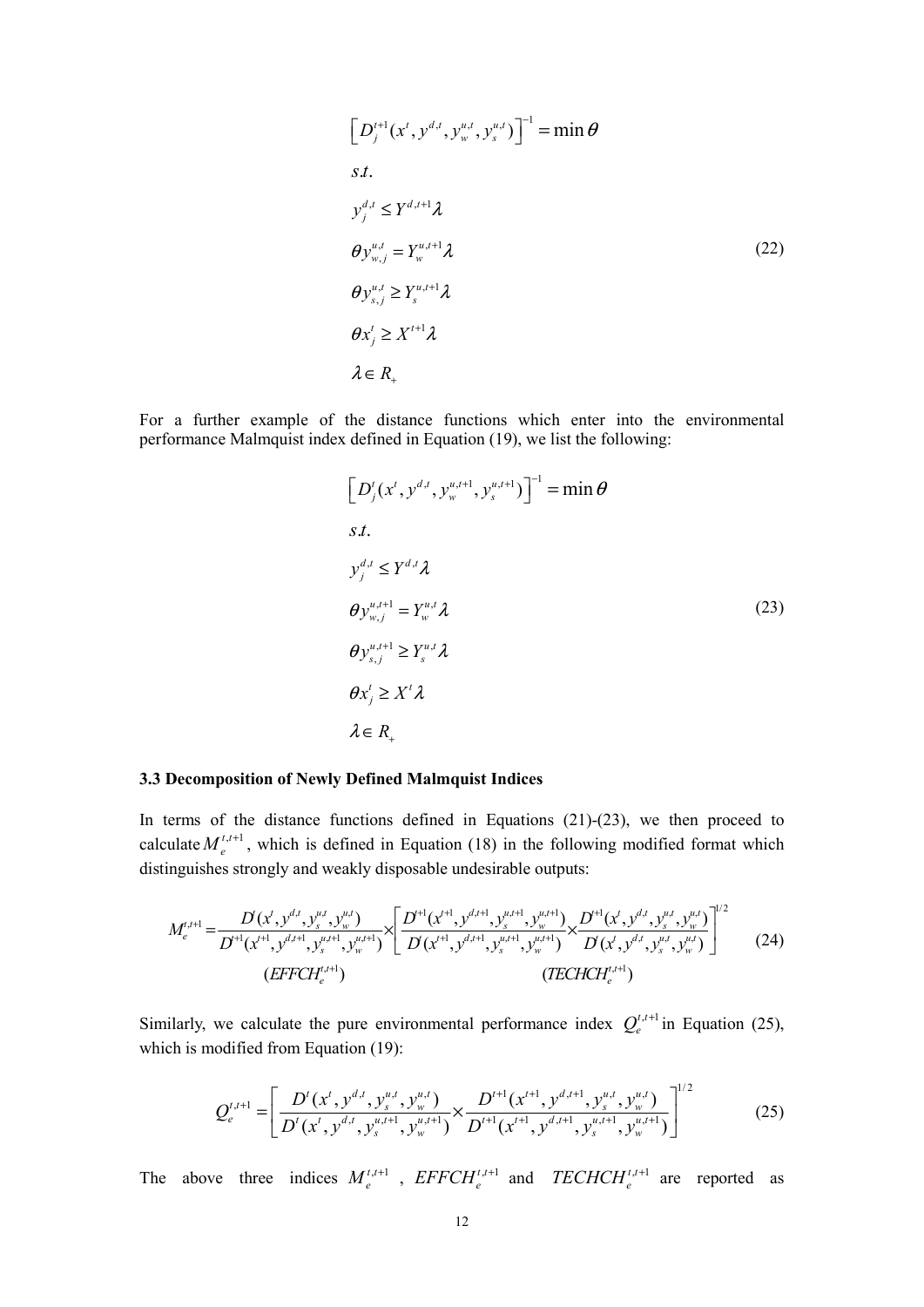$$
\begin{aligned}
&\left[D_j^{t+1}(x^t, y^{d,t}, y_w^{u,t}, y_s^{u,t})\right]^{-1} = \min\theta \\
&s.t. \\
&y_j^{d,t} \le Y^{d,t+1}\lambda \\
&\theta y_{w,j}^{u,t} = Y_w^{u,t+1}\lambda \\
&\theta y_{s,j}^{u,t} \ge Y_s^{u,t+1}\lambda \\
&\theta x_j^t \ge X^{t+1}\lambda \\
&\lambda \in R_+
\end{aligned}
\tag{22}
$$

For a further example of the distance functions which enter into the environmental performance Malmquist index defined in Equation (19), we list the following:

$$
\begin{aligned}
&\left[D_j^{t}(x^t, y^{d,t}, y_w^{u,t+1}, y_s^{u,t+1})\right]^{-1} = \min\theta \\
&s.t. \\
&y_j^{d,t} \le Y^{d,t}\lambda \\
&\theta y_{w,j}^{u,t+1} = Y_w^{u,t}\lambda \\
&\theta y_{s,j}^{u,t+1} \ge Y_s^{u,t}\lambda \\
&\theta x_j^t \ge X^{t}\lambda \\
&\lambda \in R_+
\end{aligned}
\tag{23}
$$

### 3.3 Decomposition of Newly Defined Malmquist Indices

In terms of the distance functions defined in Equations (21)-(23), we then proceed to calculate $M_e^{t,t+1}$, which is defined in Equation (18) in the following modified format which distinguishes strongly and weakly disposable undesirable outputs:

$$
M_e^{t,t+1} = \underset{(EFFCH_e^{t,t+1})}{\frac{D^t(x^t, y^{d,t}, y_s^{u,t}, y_w^{u,t})}{D^{t+1}(x^{t+1}, y^{d,t+1}, y_s^{u,t+1}, y_w^{u,t+1})}} \times \underset{(TECHCH_e^{t,t+1})}{\left[\frac{D^{t+1}(x^{t+1}, y^{d,t+1}, y_s^{u,t+1}, y_w^{u,t+1})}{D^t(x^{t+1}, y^{d,t+1}, y_s^{u,t+1}, y_w^{u,t+1})} \times \frac{D^{t+1}(x^t, y^{d,t}, y_s^{u,t}, y_w^{u,t})}{D^t(x^t, y^{d,t}, y_s^{u,t}, y_w^{u,t})}\right]^{1/2}}
\tag{24}
$$

Similarly, we calculate the pure environmental performance index $Q_e^{t,t+1}$ in Equation (25), which is modified from Equation (19):

$$
Q_e^{t,t+1} = \left[\frac{D^t(x^t, y^{d,t}, y_s^{u,t}, y_w^{u,t})}{D^t(x^t, y^{d,t}, y_s^{u,t+1}, y_w^{u,t+1})} \times \frac{D^{t+1}(x^{t+1}, y^{d,t+1}, y_s^{u,t}, y_w^{u,t})}{D^{t+1}(x^{t+1}, y^{d,t+1}, y_s^{u,t+1}, y_w^{u,t+1})}\right]^{1/2}
\tag{25}
$$

The above three indices $M_e^{t,t+1}$, $EFFCH_e^{t,t+1}$ and $TECHCH_e^{t,t+1}$ are reported as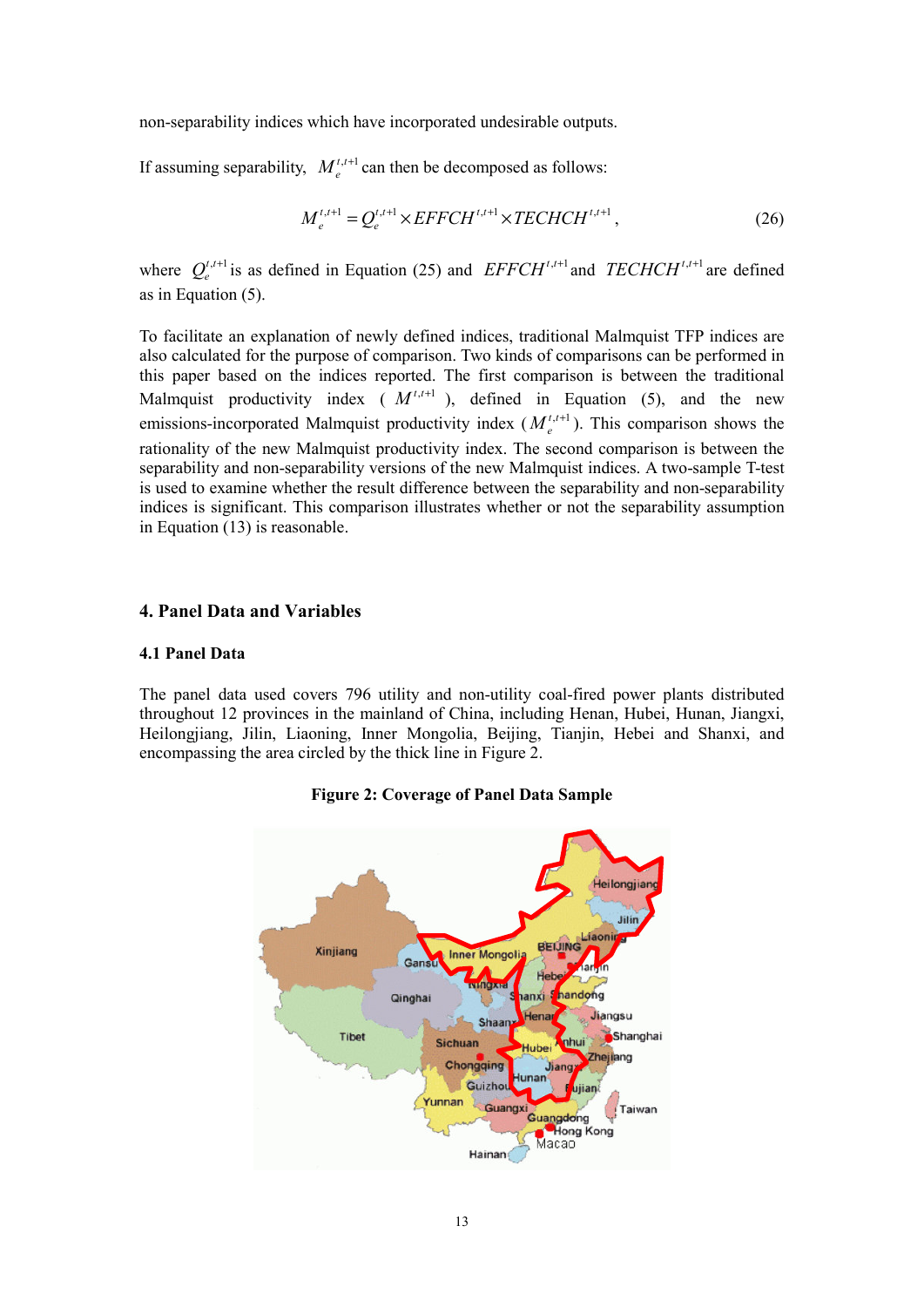non-separability indices which have incorporated undesirable outputs.

If assuming separability, $M_e^{t,t+1}$ can then be decomposed as follows:

$$M_e^{t,t+1} = Q_e^{t,t+1} \times EFFCH^{t,t+1} \times TECHCH^{t,t+1}, \tag{26}$$

where $Q_e^{t,t+1}$ is as defined in Equation (25) and $EFFCH^{t,t+1}$ and $TECHCH^{t,t+1}$ are defined as in Equation (5).

To facilitate an explanation of newly defined indices, traditional Malmquist TFP indices are also calculated for the purpose of comparison. Two kinds of comparisons can be performed in this paper based on the indices reported. The first comparison is between the traditional Malmquist productivity index ( $M^{t,t+1}$ ), defined in Equation (5), and the new emissions-incorporated Malmquist productivity index ($M_e^{t,t+1}$). This comparison shows the rationality of the new Malmquist productivity index. The second comparison is between the separability and non-separability versions of the new Malmquist indices. A two-sample T-test is used to examine whether the result difference between the separability and non-separability indices is significant. This comparison illustrates whether or not the separability assumption in Equation (13) is reasonable.

## 4. Panel Data and Variables

### 4.1 Panel Data

The panel data used covers 796 utility and non-utility coal-fired power plants distributed throughout 12 provinces in the mainland of China, including Henan, Hubei, Hunan, Jiangxi, Heilongjiang, Jilin, Liaoning, Inner Mongolia, Beijing, Tianjin, Hebei and Shanxi, and encompassing the area circled by the thick line in Figure 2.

**Figure 2: Coverage of Panel Data Sample**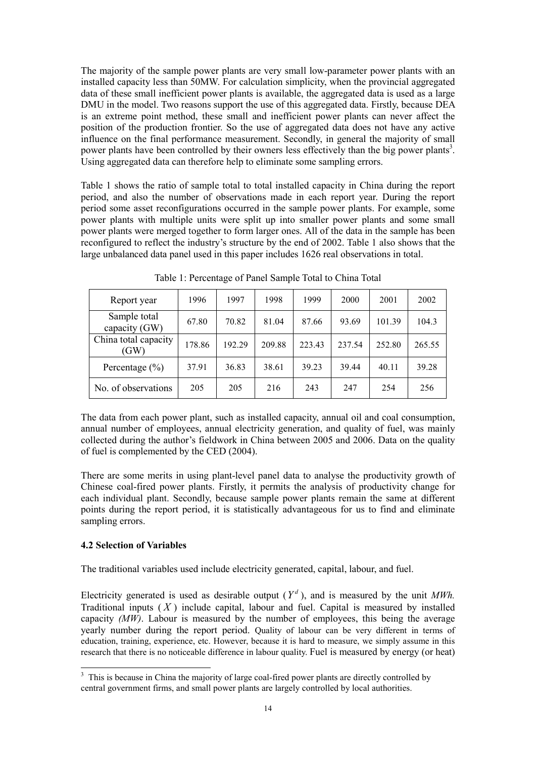The majority of the sample power plants are very small low-parameter power plants with an installed capacity less than 50MW. For calculation simplicity, when the provincial aggregated data of these small inefficient power plants is available, the aggregated data is used as a large DMU in the model. Two reasons support the use of this aggregated data. Firstly, because DEA is an extreme point method, these small and inefficient power plants can never affect the position of the production frontier. So the use of aggregated data does not have any active influence on the final performance measurement. Secondly, in general the majority of small power plants have been controlled by their owners less effectively than the big power plants[3]. Using aggregated data can therefore help to eliminate some sampling errors.

Table 1 shows the ratio of sample total to total installed capacity in China during the report period, and also the number of observations made in each report year. During the report period some asset reconfigurations occurred in the sample power plants. For example, some power plants with multiple units were split up into smaller power plants and some small power plants were merged together to form larger ones. All of the data in the sample has been reconfigured to reflect the industry's structure by the end of 2002. Table 1 also shows that the large unbalanced data panel used in this paper includes 1626 real observations in total.

Table 1: Percentage of Panel Sample Total to China Total

| Report year | 1996 | 1997 | 1998 | 1999 | 2000 | 2001 | 2002 |
|---|---|---|---|---|---|---|---|
| Sample total capacity (GW) | 67.80 | 70.82 | 81.04 | 87.66 | 93.69 | 101.39 | 104.3 |
| China total capacity (GW) | 178.86 | 192.29 | 209.88 | 223.43 | 237.54 | 252.80 | 265.55 |
| Percentage (%) | 37.91 | 36.83 | 38.61 | 39.23 | 39.44 | 40.11 | 39.28 |
| No. of observations | 205 | 205 | 216 | 243 | 247 | 254 | 256 |

The data from each power plant, such as installed capacity, annual oil and coal consumption, annual number of employees, annual electricity generation, and quality of fuel, was mainly collected during the author's fieldwork in China between 2005 and 2006. Data on the quality of fuel is complemented by the CED (2004).

There are some merits in using plant-level panel data to analyse the productivity growth of Chinese coal-fired power plants. Firstly, it permits the analysis of productivity change for each individual plant. Secondly, because sample power plants remain the same at different points during the report period, it is statistically advantageous for us to find and eliminate sampling errors.

### 4.2 Selection of Variables

The traditional variables used include electricity generated, capital, labour, and fuel.

Electricity generated is used as desirable output ($Y^d$), and is measured by the unit *MWh.* Traditional inputs ($X$) include capital, labour and fuel. Capital is measured by installed capacity *(MW)*. Labour is measured by the number of employees, this being the average yearly number during the report period. Quality of labour can be very different in terms of education, training, experience, etc. However, because it is hard to measure, we simply assume in this research that there is no noticeable difference in labour quality. Fuel is measured by energy (or heat)

[3] This is because in China the majority of large coal-fired power plants are directly controlled by central government firms, and small power plants are largely controlled by local authorities.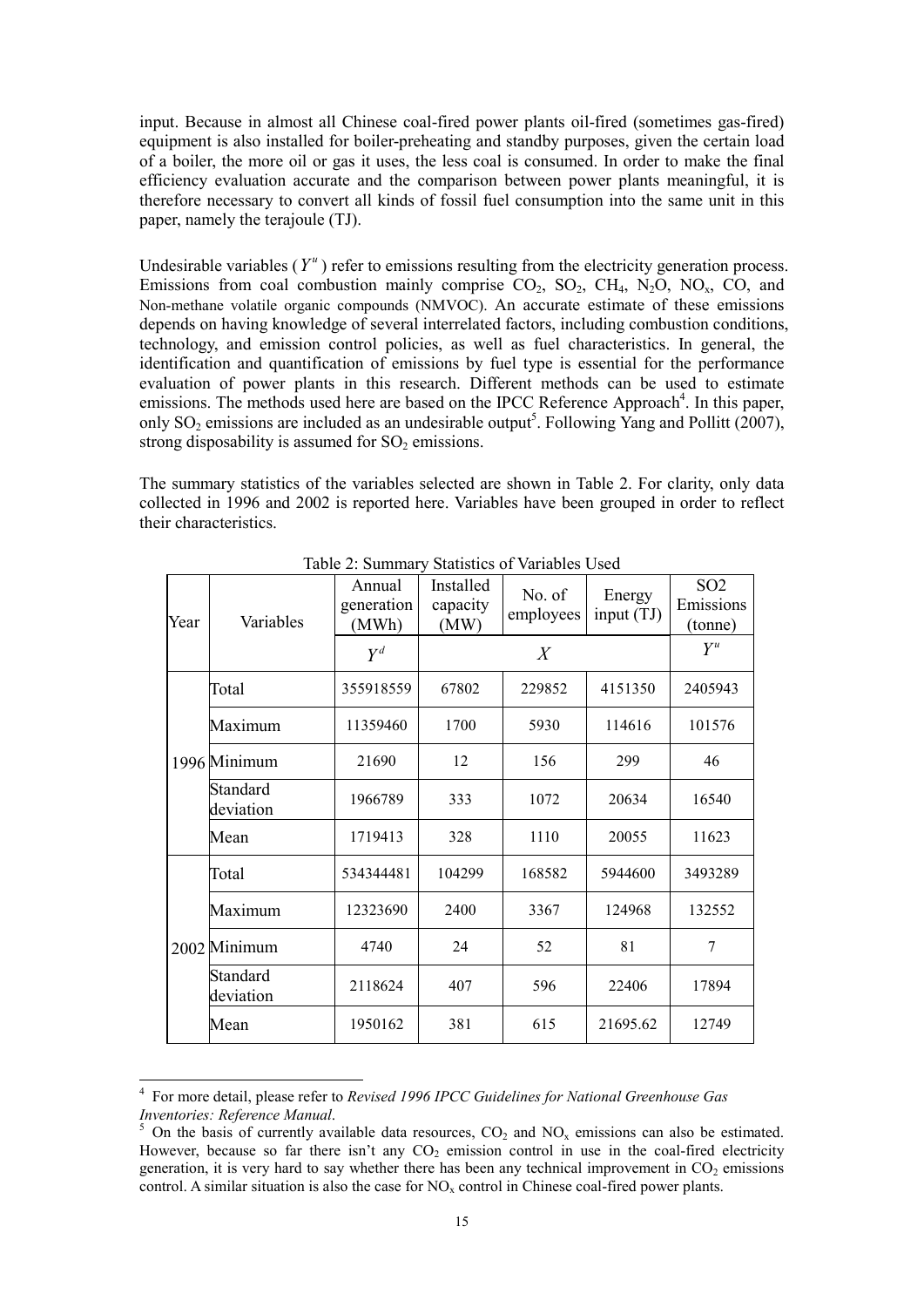input. Because in almost all Chinese coal-fired power plants oil-fired (sometimes gas-fired) equipment is also installed for boiler-preheating and standby purposes, given the certain load of a boiler, the more oil or gas it uses, the less coal is consumed. In order to make the final efficiency evaluation accurate and the comparison between power plants meaningful, it is therefore necessary to convert all kinds of fossil fuel consumption into the same unit in this paper, namely the terajoule (TJ).

Undesirable variables ($Y^u$) refer to emissions resulting from the electricity generation process. Emissions from coal combustion mainly comprise $CO_2$, $SO_2$, $CH_4$, $N_2O$, $NO_x$, CO, and Non-methane volatile organic compounds (NMVOC). An accurate estimate of these emissions depends on having knowledge of several interrelated factors, including combustion conditions, technology, and emission control policies, as well as fuel characteristics. In general, the identification and quantification of emissions by fuel type is essential for the performance evaluation of power plants in this research. Different methods can be used to estimate emissions. The methods used here are based on the IPCC Reference Approach[4]. In this paper, only $SO_2$ emissions are included as an undesirable output[5]. Following Yang and Pollitt (2007), strong disposability is assumed for $SO_2$ emissions.

The summary statistics of the variables selected are shown in Table 2. For clarity, only data collected in 1996 and 2002 is reported here. Variables have been grouped in order to reflect their characteristics.

Table 2: Summary Statistics of Variables Used

| Year | Variables | Annual generation (MWh) | Installed capacity (MW) | No. of employees | Energy input (TJ) | SO2 Emissions (tonne) |
|---|---|---|---|---|---|---|
| | | $Y^d$ | $X$ | | | $Y^u$ |
| 1996 | Total | 355918559 | 67802 | 229852 | 4151350 | 2405943 |
| | Maximum | 11359460 | 1700 | 5930 | 114616 | 101576 |
| | Minimum | 21690 | 12 | 156 | 299 | 46 |
| | Standard deviation | 1966789 | 333 | 1072 | 20634 | 16540 |
| | Mean | 1719413 | 328 | 1110 | 20055 | 11623 |
| 2002 | Total | 534344481 | 104299 | 168582 | 5944600 | 3493289 |
| | Maximum | 12323690 | 2400 | 3367 | 124968 | 132552 |
| | Minimum | 4740 | 24 | 52 | 81 | 7 |
| | Standard deviation | 2118624 | 407 | 596 | 22406 | 17894 |
| | Mean | 1950162 | 381 | 615 | 21695.62 | 12749 |

[4] For more detail, please refer to *Revised 1996 IPCC Guidelines for National Greenhouse Gas Inventories: Reference Manual*.

[5] On the basis of currently available data resources, $CO_2$ and $NO_x$ emissions can also be estimated. However, because so far there isn't any $CO_2$ emission control in use in the coal-fired electricity generation, it is very hard to say whether there has been any technical improvement in $CO_2$ emissions control. A similar situation is also the case for $NO_x$ control in Chinese coal-fired power plants.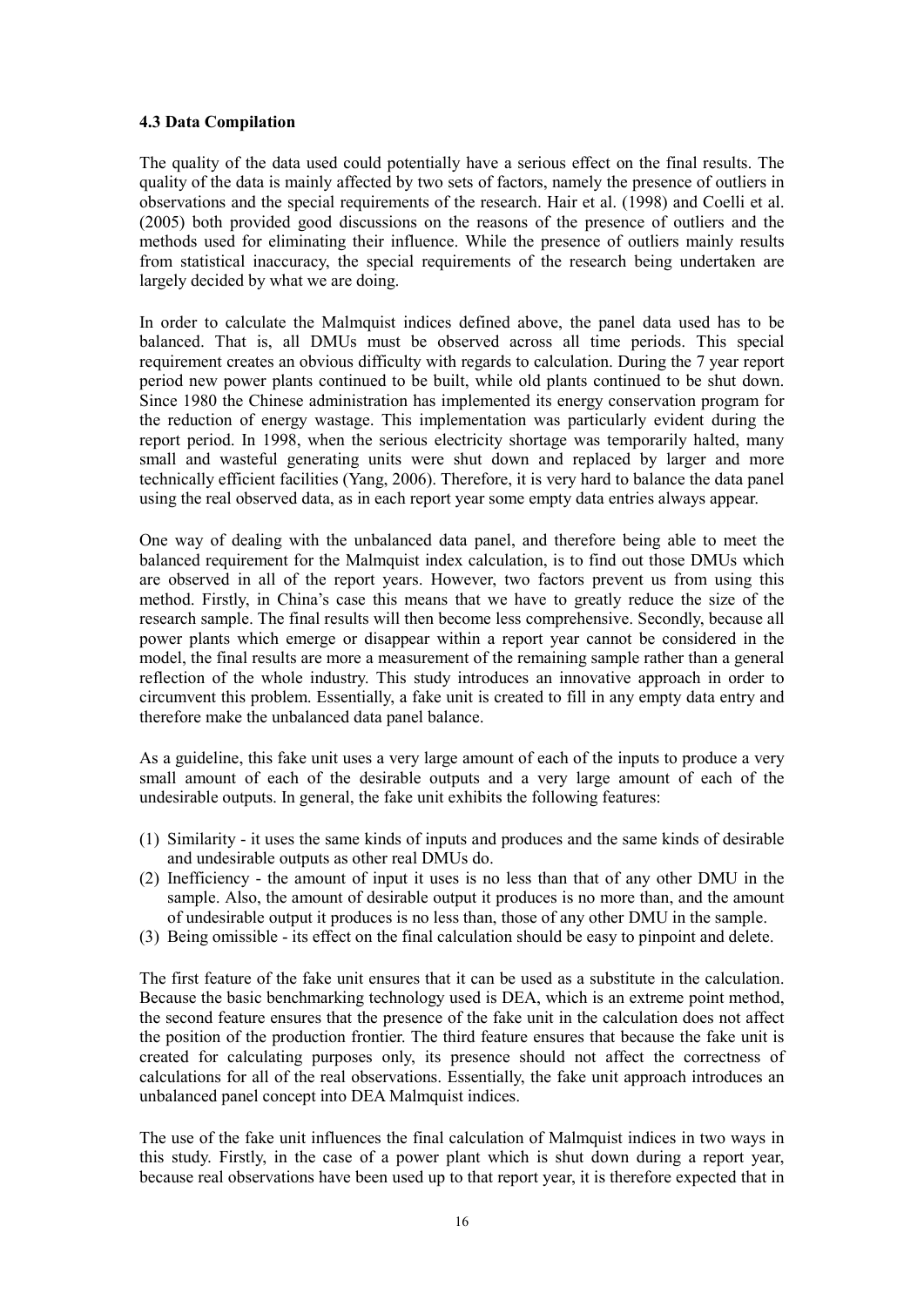### 4.3 Data Compilation

The quality of the data used could potentially have a serious effect on the final results. The quality of the data is mainly affected by two sets of factors, namely the presence of outliers in observations and the special requirements of the research. Hair et al. (1998) and Coelli et al. (2005) both provided good discussions on the reasons of the presence of outliers and the methods used for eliminating their influence. While the presence of outliers mainly results from statistical inaccuracy, the special requirements of the research being undertaken are largely decided by what we are doing.

In order to calculate the Malmquist indices defined above, the panel data used has to be balanced. That is, all DMUs must be observed across all time periods. This special requirement creates an obvious difficulty with regards to calculation. During the 7 year report period new power plants continued to be built, while old plants continued to be shut down. Since 1980 the Chinese administration has implemented its energy conservation program for the reduction of energy wastage. This implementation was particularly evident during the report period. In 1998, when the serious electricity shortage was temporarily halted, many small and wasteful generating units were shut down and replaced by larger and more technically efficient facilities (Yang, 2006). Therefore, it is very hard to balance the data panel using the real observed data, as in each report year some empty data entries always appear.

One way of dealing with the unbalanced data panel, and therefore being able to meet the balanced requirement for the Malmquist index calculation, is to find out those DMUs which are observed in all of the report years. However, two factors prevent us from using this method. Firstly, in China's case this means that we have to greatly reduce the size of the research sample. The final results will then become less comprehensive. Secondly, because all power plants which emerge or disappear within a report year cannot be considered in the model, the final results are more a measurement of the remaining sample rather than a general reflection of the whole industry. This study introduces an innovative approach in order to circumvent this problem. Essentially, a fake unit is created to fill in any empty data entry and therefore make the unbalanced data panel balance.

As a guideline, this fake unit uses a very large amount of each of the inputs to produce a very small amount of each of the desirable outputs and a very large amount of each of the undesirable outputs. In general, the fake unit exhibits the following features:

(1) Similarity - it uses the same kinds of inputs and produces and the same kinds of desirable and undesirable outputs as other real DMUs do.
(2) Inefficiency - the amount of input it uses is no less than that of any other DMU in the sample. Also, the amount of desirable output it produces is no more than, and the amount of undesirable output it produces is no less than, those of any other DMU in the sample.
(3) Being omissible - its effect on the final calculation should be easy to pinpoint and delete.

The first feature of the fake unit ensures that it can be used as a substitute in the calculation. Because the basic benchmarking technology used is DEA, which is an extreme point method, the second feature ensures that the presence of the fake unit in the calculation does not affect the position of the production frontier. The third feature ensures that because the fake unit is created for calculating purposes only, its presence should not affect the correctness of calculations for all of the real observations. Essentially, the fake unit approach introduces an unbalanced panel concept into DEA Malmquist indices.

The use of the fake unit influences the final calculation of Malmquist indices in two ways in this study. Firstly, in the case of a power plant which is shut down during a report year, because real observations have been used up to that report year, it is therefore expected that in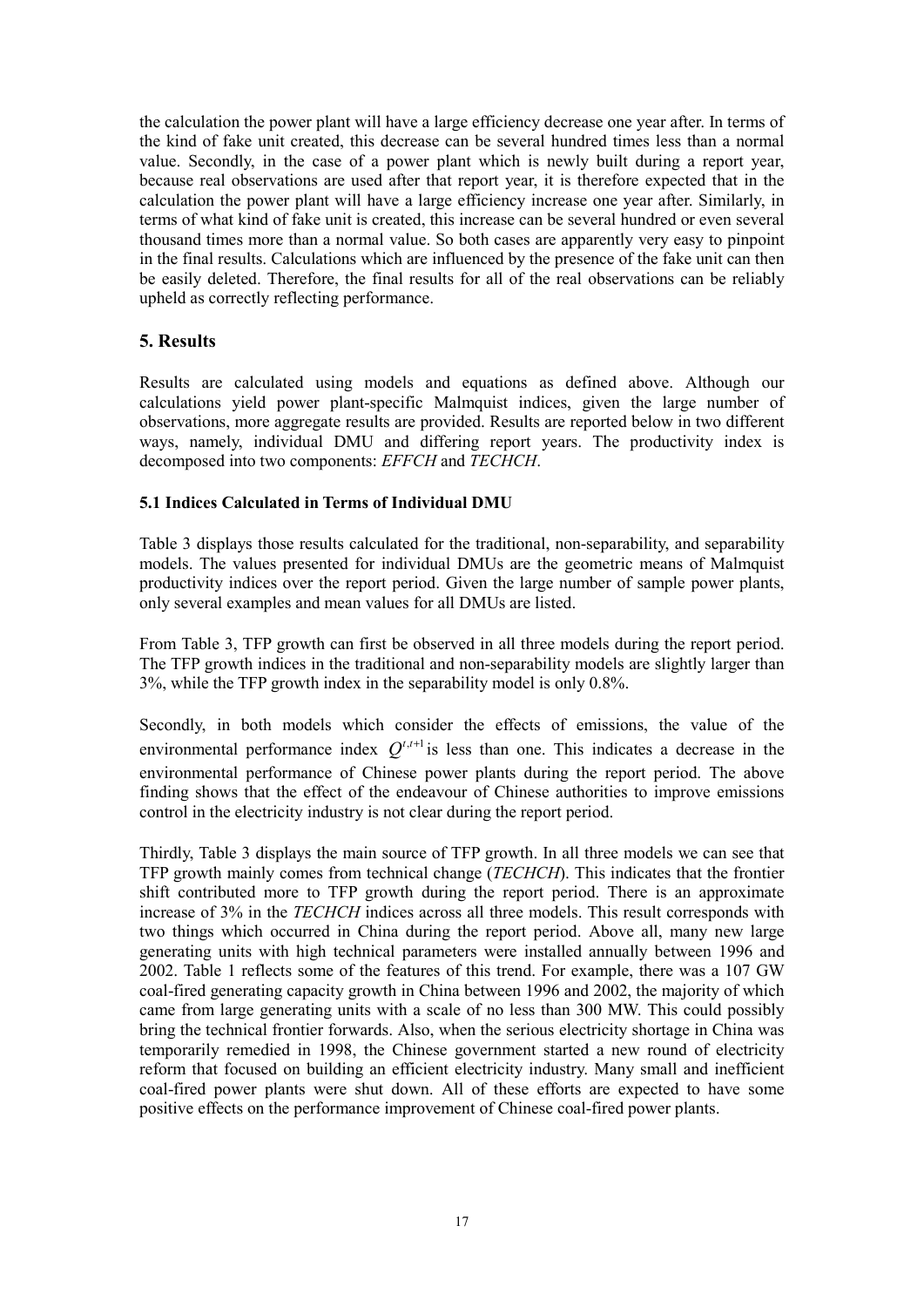the calculation the power plant will have a large efficiency decrease one year after. In terms of the kind of fake unit created, this decrease can be several hundred times less than a normal value. Secondly, in the case of a power plant which is newly built during a report year, because real observations are used after that report year, it is therefore expected that in the calculation the power plant will have a large efficiency increase one year after. Similarly, in terms of what kind of fake unit is created, this increase can be several hundred or even several thousand times more than a normal value. So both cases are apparently very easy to pinpoint in the final results. Calculations which are influenced by the presence of the fake unit can then be easily deleted. Therefore, the final results for all of the real observations can be reliably upheld as correctly reflecting performance.

## 5. Results

Results are calculated using models and equations as defined above. Although our calculations yield power plant-specific Malmquist indices, given the large number of observations, more aggregate results are provided. Results are reported below in two different ways, namely, individual DMU and differing report years. The productivity index is decomposed into two components: *EFFCH* and *TECHCH*.

### 5.1 Indices Calculated in Terms of Individual DMU

Table 3 displays those results calculated for the traditional, non-separability, and separability models. The values presented for individual DMUs are the geometric means of Malmquist productivity indices over the report period. Given the large number of sample power plants, only several examples and mean values for all DMUs are listed.

From Table 3, TFP growth can first be observed in all three models during the report period. The TFP growth indices in the traditional and non-separability models are slightly larger than 3%, while the TFP growth index in the separability model is only 0.8%.

Secondly, in both models which consider the effects of emissions, the value of the environmental performance index $Q^{t,t+1}$ is less than one. This indicates a decrease in the environmental performance of Chinese power plants during the report period. The above finding shows that the effect of the endeavour of Chinese authorities to improve emissions control in the electricity industry is not clear during the report period.

Thirdly, Table 3 displays the main source of TFP growth. In all three models we can see that TFP growth mainly comes from technical change (*TECHCH*). This indicates that the frontier shift contributed more to TFP growth during the report period. There is an approximate increase of 3% in the *TECHCH* indices across all three models. This result corresponds with two things which occurred in China during the report period. Above all, many new large generating units with high technical parameters were installed annually between 1996 and 2002. Table 1 reflects some of the features of this trend. For example, there was a 107 GW coal-fired generating capacity growth in China between 1996 and 2002, the majority of which came from large generating units with a scale of no less than 300 MW. This could possibly bring the technical frontier forwards. Also, when the serious electricity shortage in China was temporarily remedied in 1998, the Chinese government started a new round of electricity reform that focused on building an efficient electricity industry. Many small and inefficient coal-fired power plants were shut down. All of these efforts are expected to have some positive effects on the performance improvement of Chinese coal-fired power plants.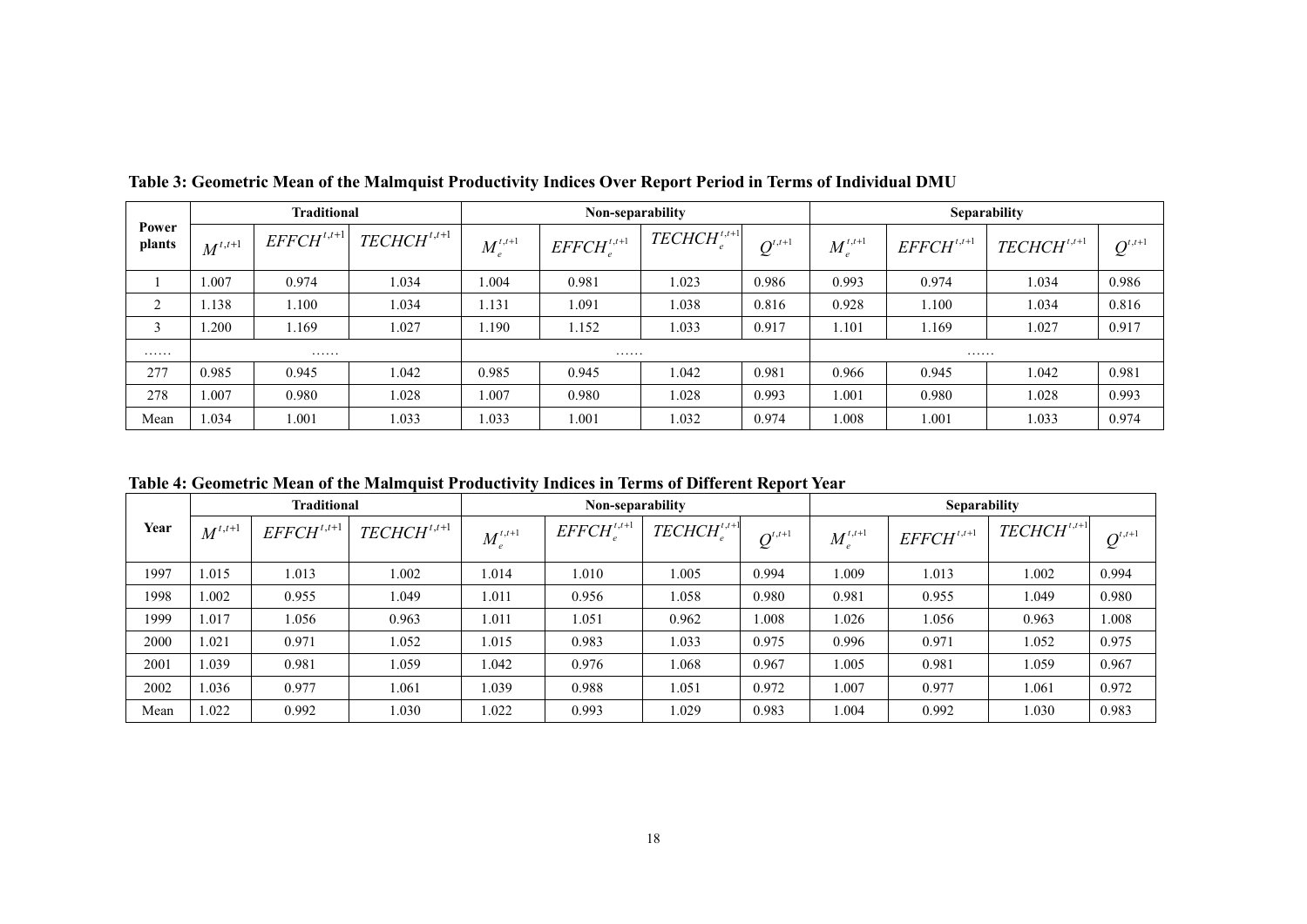**Table 3: Geometric Mean of the Malmquist Productivity Indices Over Report Period in Terms of Individual DMU**

| Power plants | Traditional | | | Non-separability | | | | Separability | | | |
|---|---|---|---|---|---|---|---|---|---|---|---|
| | $M^{t,t+1}$ | $EFFCH^{t,t+1}$ | $TECHCH^{t,t+1}$ | $M_e^{t,t+1}$ | $EFFCH_e^{t,t+1}$ | $TECHCH_e^{t,t+1}$ | $Q^{t,t+1}$ | $M_e^{t,t+1}$ | $EFFCH^{t,t+1}$ | $TECHCH^{t,t+1}$ | $Q^{t,t+1}$ |
| 1 | 1.007 | 0.974 | 1.034 | 1.004 | 0.981 | 1.023 | 0.986 | 0.993 | 0.974 | 1.034 | 0.986 |
| 2 | 1.138 | 1.100 | 1.034 | 1.131 | 1.091 | 1.038 | 0.816 | 0.928 | 1.100 | 1.034 | 0.816 |
| 3 | 1.200 | 1.169 | 1.027 | 1.190 | 1.152 | 1.033 | 0.917 | 1.101 | 1.169 | 1.027 | 0.917 |
| …… | …… | | | …… | | | | …… | | | |
| 277 | 0.985 | 0.945 | 1.042 | 0.985 | 0.945 | 1.042 | 0.981 | 0.966 | 0.945 | 1.042 | 0.981 |
| 278 | 1.007 | 0.980 | 1.028 | 1.007 | 0.980 | 1.028 | 0.993 | 1.001 | 0.980 | 1.028 | 0.993 |
| Mean | 1.034 | 1.001 | 1.033 | 1.033 | 1.001 | 1.032 | 0.974 | 1.008 | 1.001 | 1.033 | 0.974 |

**Table 4: Geometric Mean of the Malmquist Productivity Indices in Terms of Different Report Year**

| Year | Traditional | | | Non-separability | | | | Separability | | | |
|---|---|---|---|---|---|---|---|---|---|---|---|
| | $M^{t,t+1}$ | $EFFCH^{t,t+1}$ | $TECHCH^{t,t+1}$ | $M_e^{t,t+1}$ | $EFFCH_e^{t,t+1}$ | $TECHCH_e^{t,t+1}$ | $Q^{t,t+1}$ | $M_e^{t,t+1}$ | $EFFCH^{t,t+1}$ | $TECHCH^{t,t+1}$ | $Q^{t,t+1}$ |
| 1997 | 1.015 | 1.013 | 1.002 | 1.014 | 1.010 | 1.005 | 0.994 | 1.009 | 1.013 | 1.002 | 0.994 |
| 1998 | 1.002 | 0.955 | 1.049 | 1.011 | 0.956 | 1.058 | 0.980 | 0.981 | 0.955 | 1.049 | 0.980 |
| 1999 | 1.017 | 1.056 | 0.963 | 1.011 | 1.051 | 0.962 | 1.008 | 1.026 | 1.056 | 0.963 | 1.008 |
| 2000 | 1.021 | 0.971 | 1.052 | 1.015 | 0.983 | 1.033 | 0.975 | 0.996 | 0.971 | 1.052 | 0.975 |
| 2001 | 1.039 | 0.981 | 1.059 | 1.042 | 0.976 | 1.068 | 0.967 | 1.005 | 0.981 | 1.059 | 0.967 |
| 2002 | 1.036 | 0.977 | 1.061 | 1.039 | 0.988 | 1.051 | 0.972 | 1.007 | 0.977 | 1.061 | 0.972 |
| Mean | 1.022 | 0.992 | 1.030 | 1.022 | 0.993 | 1.029 | 0.983 | 1.004 | 0.992 | 1.030 | 0.983 |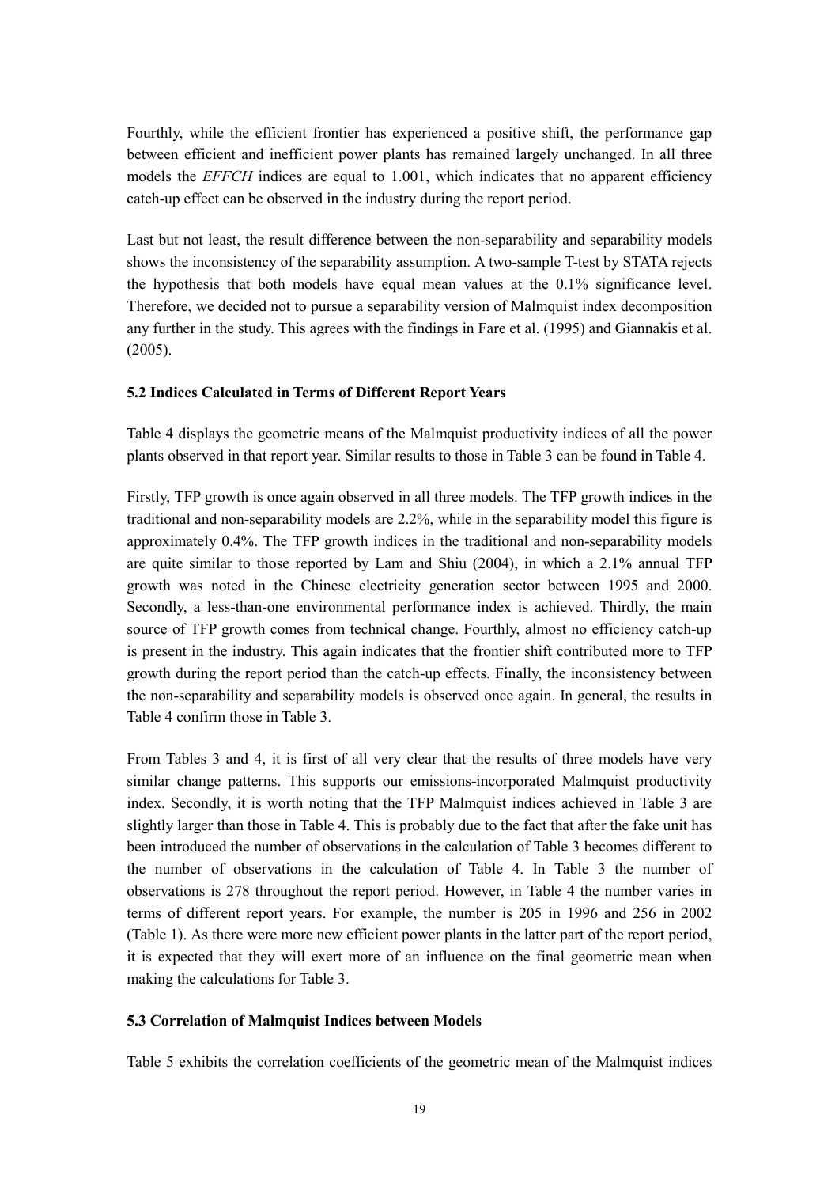Fourthly, while the efficient frontier has experienced a positive shift, the performance gap between efficient and inefficient power plants has remained largely unchanged. In all three models the *EFFCH* indices are equal to 1.001, which indicates that no apparent efficiency catch-up effect can be observed in the industry during the report period.

Last but not least, the result difference between the non-separability and separability models shows the inconsistency of the separability assumption. A two-sample T-test by STATA rejects the hypothesis that both models have equal mean values at the 0.1% significance level. Therefore, we decided not to pursue a separability version of Malmquist index decomposition any further in the study. This agrees with the findings in Fare et al. (1995) and Giannakis et al. (2005).

### 5.2 Indices Calculated in Terms of Different Report Years

Table 4 displays the geometric means of the Malmquist productivity indices of all the power plants observed in that report year. Similar results to those in Table 3 can be found in Table 4.

Firstly, TFP growth is once again observed in all three models. The TFP growth indices in the traditional and non-separability models are 2.2%, while in the separability model this figure is approximately 0.4%. The TFP growth indices in the traditional and non-separability models are quite similar to those reported by Lam and Shiu (2004), in which a 2.1% annual TFP growth was noted in the Chinese electricity generation sector between 1995 and 2000. Secondly, a less-than-one environmental performance index is achieved. Thirdly, the main source of TFP growth comes from technical change. Fourthly, almost no efficiency catch-up is present in the industry. This again indicates that the frontier shift contributed more to TFP growth during the report period than the catch-up effects. Finally, the inconsistency between the non-separability and separability models is observed once again. In general, the results in Table 4 confirm those in Table 3.

From Tables 3 and 4, it is first of all very clear that the results of three models have very similar change patterns. This supports our emissions-incorporated Malmquist productivity index. Secondly, it is worth noting that the TFP Malmquist indices achieved in Table 3 are slightly larger than those in Table 4. This is probably due to the fact that after the fake unit has been introduced the number of observations in the calculation of Table 3 becomes different to the number of observations in the calculation of Table 4. In Table 3 the number of observations is 278 throughout the report period. However, in Table 4 the number varies in terms of different report years. For example, the number is 205 in 1996 and 256 in 2002 (Table 1). As there were more new efficient power plants in the latter part of the report period, it is expected that they will exert more of an influence on the final geometric mean when making the calculations for Table 3.

### 5.3 Correlation of Malmquist Indices between Models

Table 5 exhibits the correlation coefficients of the geometric mean of the Malmquist indices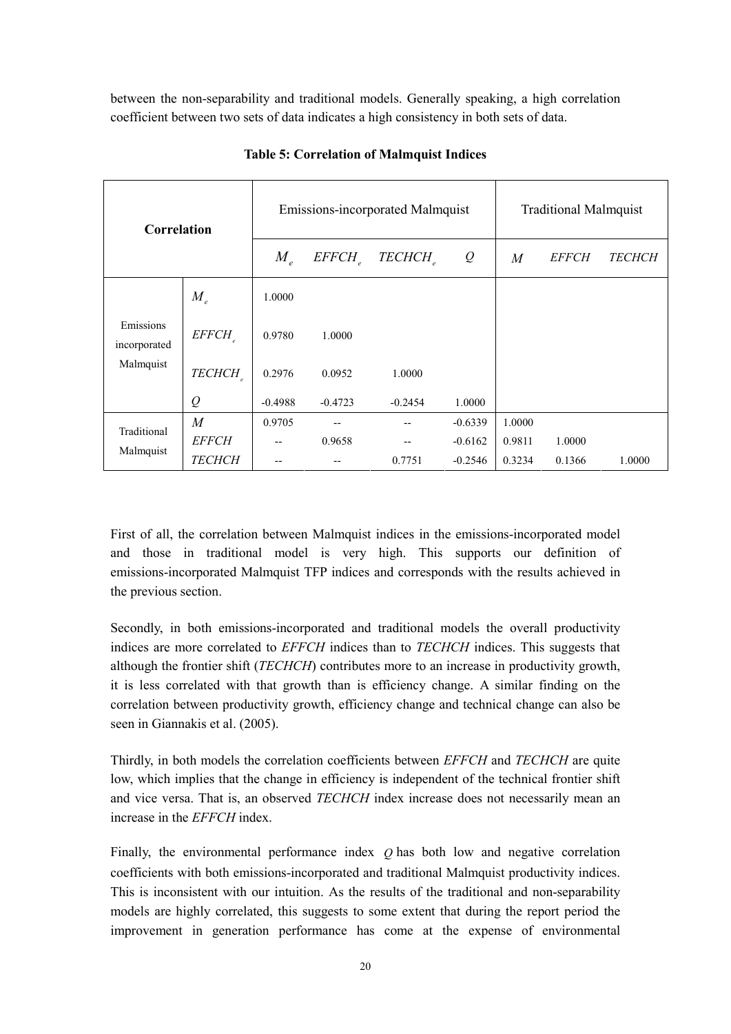between the non-separability and traditional models. Generally speaking, a high correlation coefficient between two sets of data indicates a high consistency in both sets of data.

**Table 5: Correlation of Malmquist Indices**

| **Correlation** | | Emissions-incorporated Malmquist | | | | Traditional Malmquist | | |
|---|---|---|---|---|---|---|---|---|
| | | $M_e$ | $EFFCH_e$ | $TECHCH_e$ | $Q$ | $M$ | $EFFCH$ | $TECHCH$ |
| Emissions incorporated Malmquist | $M_e$ | 1.0000 | | | | | | |
| | $EFFCH_e$ | 0.9780 | 1.0000 | | | | | |
| | $TECHCH_e$ | 0.2976 | 0.0952 | 1.0000 | | | | |
| | $Q$ | -0.4988 | -0.4723 | -0.2454 | 1.0000 | | | |
| Traditional Malmquist | $M$ | 0.9705 | -- | -- | -0.6339 | 1.0000 | | |
| | $EFFCH$ | -- | 0.9658 | -- | -0.6162 | 0.9811 | 1.0000 | |
| | $TECHCH$ | -- | -- | 0.7751 | -0.2546 | 0.3234 | 0.1366 | 1.0000 |

First of all, the correlation between Malmquist indices in the emissions-incorporated model and those in traditional model is very high. This supports our definition of emissions-incorporated Malmquist TFP indices and corresponds with the results achieved in the previous section.

Secondly, in both emissions-incorporated and traditional models the overall productivity indices are more correlated to *EFFCH* indices than to *TECHCH* indices. This suggests that although the frontier shift (*TECHCH*) contributes more to an increase in productivity growth, it is less correlated with that growth than is efficiency change. A similar finding on the correlation between productivity growth, efficiency change and technical change can also be seen in Giannakis et al. (2005).

Thirdly, in both models the correlation coefficients between *EFFCH* and *TECHCH* are quite low, which implies that the change in efficiency is independent of the technical frontier shift and vice versa. That is, an observed *TECHCH* index increase does not necessarily mean an increase in the *EFFCH* index.

Finally, the environmental performance index $Q$ has both low and negative correlation coefficients with both emissions-incorporated and traditional Malmquist productivity indices. This is inconsistent with our intuition. As the results of the traditional and non-separability models are highly correlated, this suggests to some extent that during the report period the improvement in generation performance has come at the expense of environmental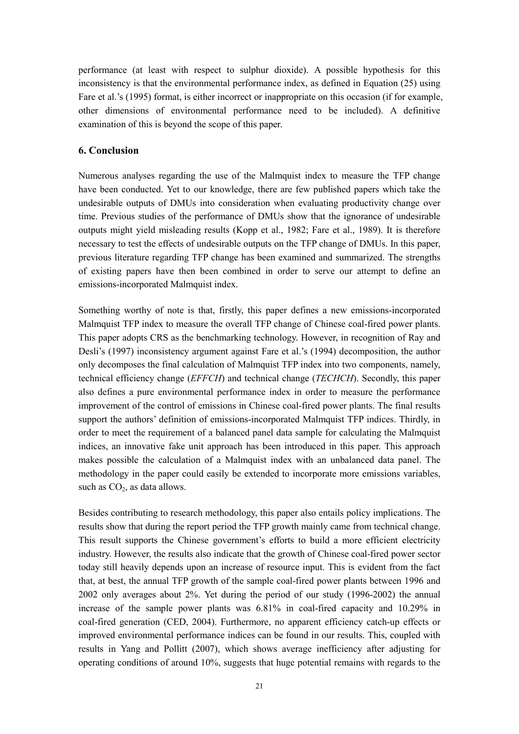performance (at least with respect to sulphur dioxide). A possible hypothesis for this inconsistency is that the environmental performance index, as defined in Equation (25) using Fare et al.'s (1995) format, is either incorrect or inappropriate on this occasion (if for example, other dimensions of environmental performance need to be included). A definitive examination of this is beyond the scope of this paper.

## 6. Conclusion

Numerous analyses regarding the use of the Malmquist index to measure the TFP change have been conducted. Yet to our knowledge, there are few published papers which take the undesirable outputs of DMUs into consideration when evaluating productivity change over time. Previous studies of the performance of DMUs show that the ignorance of undesirable outputs might yield misleading results (Kopp et al., 1982; Fare et al., 1989). It is therefore necessary to test the effects of undesirable outputs on the TFP change of DMUs. In this paper, previous literature regarding TFP change has been examined and summarized. The strengths of existing papers have then been combined in order to serve our attempt to define an emissions-incorporated Malmquist index.

Something worthy of note is that, firstly, this paper defines a new emissions-incorporated Malmquist TFP index to measure the overall TFP change of Chinese coal-fired power plants. This paper adopts CRS as the benchmarking technology. However, in recognition of Ray and Desli's (1997) inconsistency argument against Fare et al.'s (1994) decomposition, the author only decomposes the final calculation of Malmquist TFP index into two components, namely, technical efficiency change (*EFFCH*) and technical change (*TECHCH*). Secondly, this paper also defines a pure environmental performance index in order to measure the performance improvement of the control of emissions in Chinese coal-fired power plants. The final results support the authors' definition of emissions-incorporated Malmquist TFP indices. Thirdly, in order to meet the requirement of a balanced panel data sample for calculating the Malmquist indices, an innovative fake unit approach has been introduced in this paper. This approach makes possible the calculation of a Malmquist index with an unbalanced data panel. The methodology in the paper could easily be extended to incorporate more emissions variables, such as $CO_2$, as data allows.

Besides contributing to research methodology, this paper also entails policy implications. The results show that during the report period the TFP growth mainly came from technical change. This result supports the Chinese government's efforts to build a more efficient electricity industry. However, the results also indicate that the growth of Chinese coal-fired power sector today still heavily depends upon an increase of resource input. This is evident from the fact that, at best, the annual TFP growth of the sample coal-fired power plants between 1996 and 2002 only averages about 2%. Yet during the period of our study (1996-2002) the annual increase of the sample power plants was 6.81% in coal-fired capacity and 10.29% in coal-fired generation (CED, 2004). Furthermore, no apparent efficiency catch-up effects or improved environmental performance indices can be found in our results. This, coupled with results in Yang and Pollitt (2007), which shows average inefficiency after adjusting for operating conditions of around 10%, suggests that huge potential remains with regards to the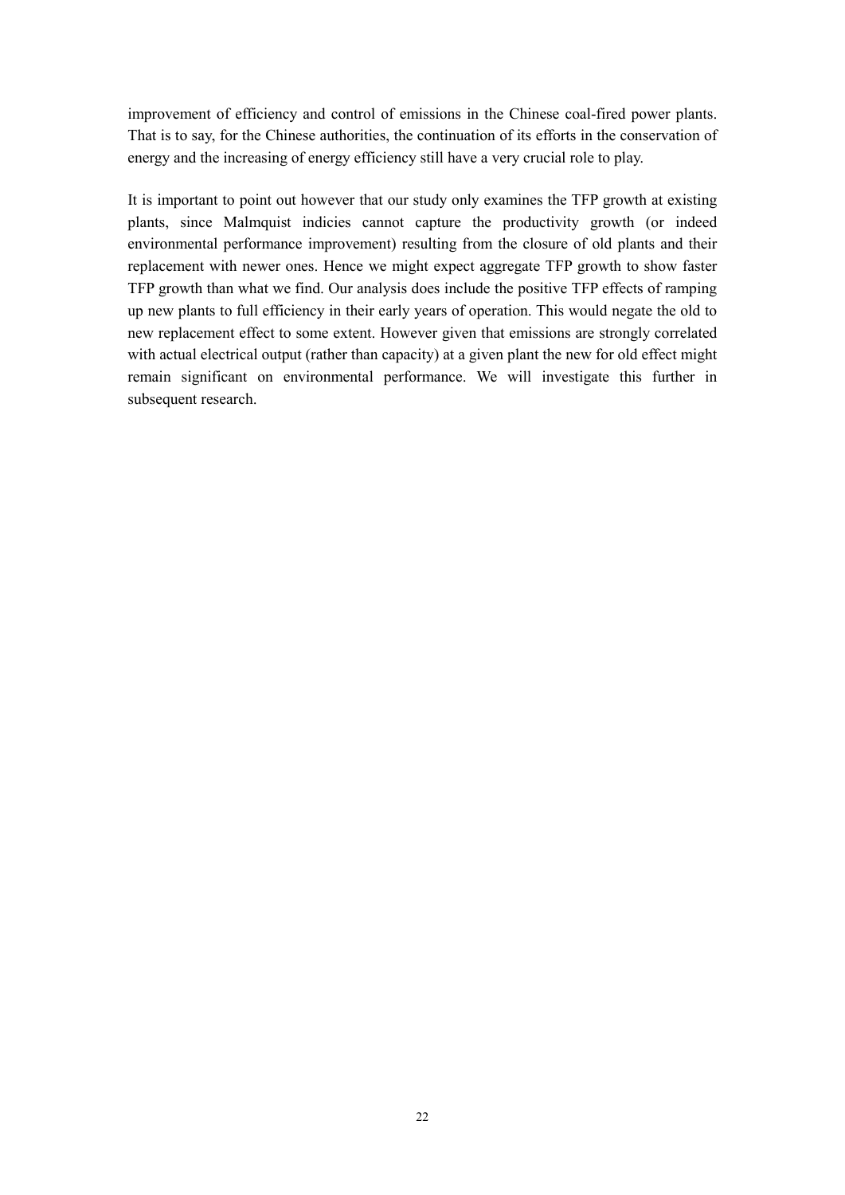improvement of efficiency and control of emissions in the Chinese coal-fired power plants. That is to say, for the Chinese authorities, the continuation of its efforts in the conservation of energy and the increasing of energy efficiency still have a very crucial role to play.

It is important to point out however that our study only examines the TFP growth at existing plants, since Malmquist indicies cannot capture the productivity growth (or indeed environmental performance improvement) resulting from the closure of old plants and their replacement with newer ones. Hence we might expect aggregate TFP growth to show faster TFP growth than what we find. Our analysis does include the positive TFP effects of ramping up new plants to full efficiency in their early years of operation. This would negate the old to new replacement effect to some extent. However given that emissions are strongly correlated with actual electrical output (rather than capacity) at a given plant the new for old effect might remain significant on environmental performance. We will investigate this further in subsequent research.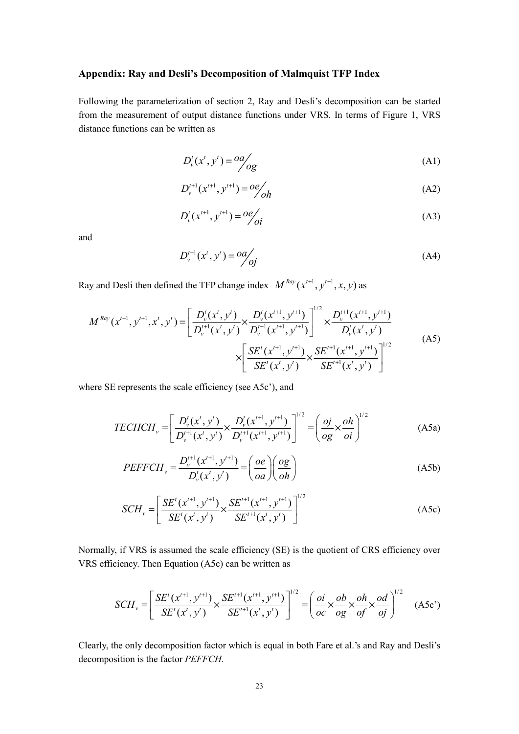### Appendix: Ray and Desli's Decomposition of Malmquist TFP Index

Following the parameterization of section 2, Ray and Desli's decomposition can be started from the measurement of output distance functions under VRS. In terms of Figure 1, VRS distance functions can be written as

$$D_v^t(x^t, y^t) = {oa}/{og} \tag{A1}$$

$$D_v^{t+1}(x^{t+1}, y^{t+1}) = {oe}/{oh} \tag{A2}$$

$$D_v^t(x^{t+1}, y^{t+1}) = {oe}/{oi} \tag{A3}$$

and

$$D_v^{t+1}(x^t, y^t) = {oa}/{oj} \tag{A4}$$

Ray and Desli then defined the TFP change index $M^{Ray}(x^{t+1}, y^{t+1}, x, y)$ as

$$M^{Ray}(x^{t+1}, y^{t+1}, x^t, y^t) = \left[ \frac{D_v^t(x^t, y^t)}{D_v^{t+1}(x^t, y^t)} \times \frac{D_v^t(x^{t+1}, y^{t+1})}{D_v^{t+1}(x^{t+1}, y^{t+1})} \right]^{1/2} \times \frac{D_v^{t+1}(x^{t+1}, y^{t+1})}{D_v^t(x^t, y^t)} \times \left[ \frac{SE^t(x^{t+1}, y^{t+1})}{SE^t(x^t, y^t)} \times \frac{SE^{t+1}(x^{t+1}, y^{t+1})}{SE^{t+1}(x^t, y^t)} \right]^{1/2} \tag{A5}$$

where SE represents the scale efficiency (see A5c'), and

$$TECHCH_v = \left[ \frac{D_v^t(x^t, y^t)}{D_v^{t+1}(x^t, y^t)} \times \frac{D_v^t(x^{t+1}, y^{t+1})}{D_v^{t+1}(x^{t+1}, y^{t+1})} \right]^{1/2} = \left( \frac{oj}{og} \times \frac{oh}{oi} \right)^{1/2} \tag{A5a}$$

$$PEFFCH_v = \frac{D_v^{t+1}(x^{t+1}, y^{t+1})}{D_v^t(x^t, y^t)} = \left( \frac{oe}{oa} \right) \left( \frac{og}{oh} \right) \tag{A5b}$$

$$SCH_v = \left[ \frac{SE^t(x^{t+1}, y^{t+1})}{SE^t(x^t, y^t)} \times \frac{SE^{t+1}(x^{t+1}, y^{t+1})}{SE^{t+1}(x^t, y^t)} \right]^{1/2} \tag{A5c}$$

Normally, if VRS is assumed the scale efficiency (SE) is the quotient of CRS efficiency over VRS efficiency. Then Equation (A5c) can be written as

$$SCH_v = \left[ \frac{SE^t(x^{t+1}, y^{t+1})}{SE^t(x^t, y^t)} \times \frac{SE^{t+1}(x^{t+1}, y^{t+1})}{SE^{t+1}(x^t, y^t)} \right]^{1/2} = \left( \frac{oi}{oc} \times \frac{ob}{og} \times \frac{oh}{of} \times \frac{od}{oj} \right)^{1/2} \tag{A5c'}$$

Clearly, the only decomposition factor which is equal in both Fare et al.'s and Ray and Desli's decomposition is the factor *PEFFCH*.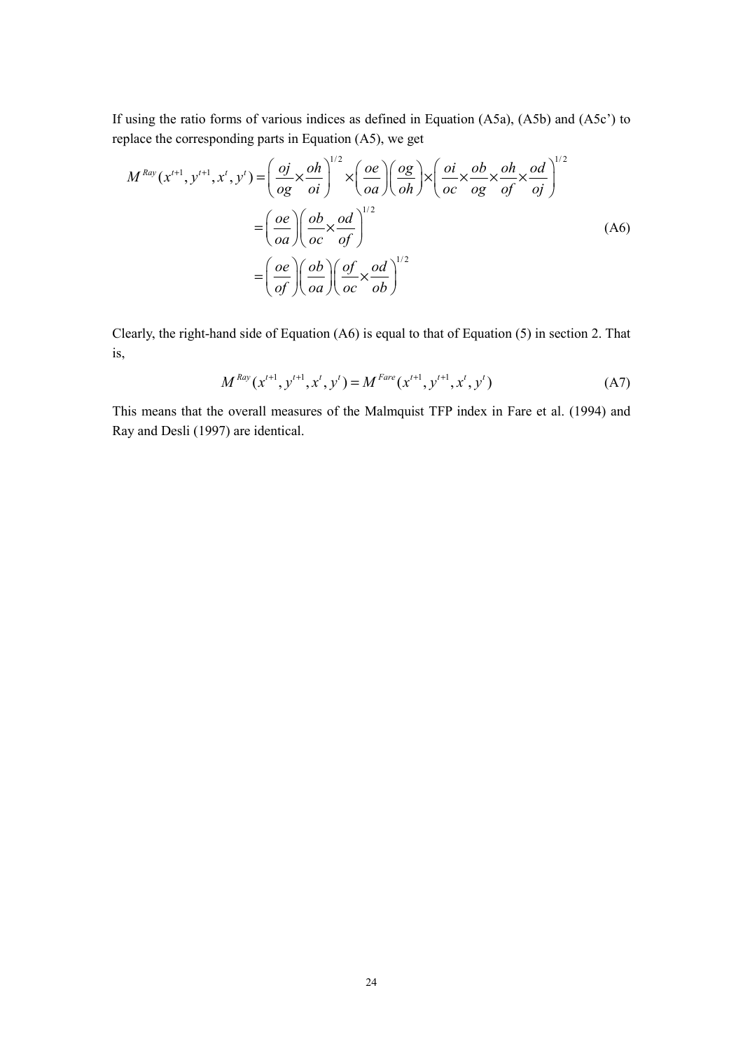If using the ratio forms of various indices as defined in Equation (A5a), (A5b) and (A5c') to replace the corresponding parts in Equation (A5), we get

$$
\begin{aligned}
M^{Ray}(x^{t+1}, y^{t+1}, x^t, y^t) &= \left( \frac{oj}{og} \times \frac{oh}{oi} \right)^{1/2} \times \left( \frac{oe}{oa} \right) \left( \frac{og}{oh} \right) \times \left( \frac{oi}{oc} \times \frac{ob}{og} \times \frac{oh}{of} \times \frac{od}{oj} \right)^{1/2} \\
&= \left( \frac{oe}{oa} \right) \left( \frac{ob}{oc} \times \frac{od}{of} \right)^{1/2} \\
&= \left( \frac{oe}{of} \right) \left( \frac{ob}{oa} \right) \left( \frac{of}{oc} \times \frac{od}{ob} \right)^{1/2}
\end{aligned}
\tag{A6}
$$

Clearly, the right-hand side of Equation (A6) is equal to that of Equation (5) in section 2. That is,

$$
M^{Ray}(x^{t+1}, y^{t+1}, x^t, y^t) = M^{Fare}(x^{t+1}, y^{t+1}, x^t, y^t) \tag{A7}
$$

This means that the overall measures of the Malmquist TFP index in Fare et al. (1994) and Ray and Desli (1997) are identical.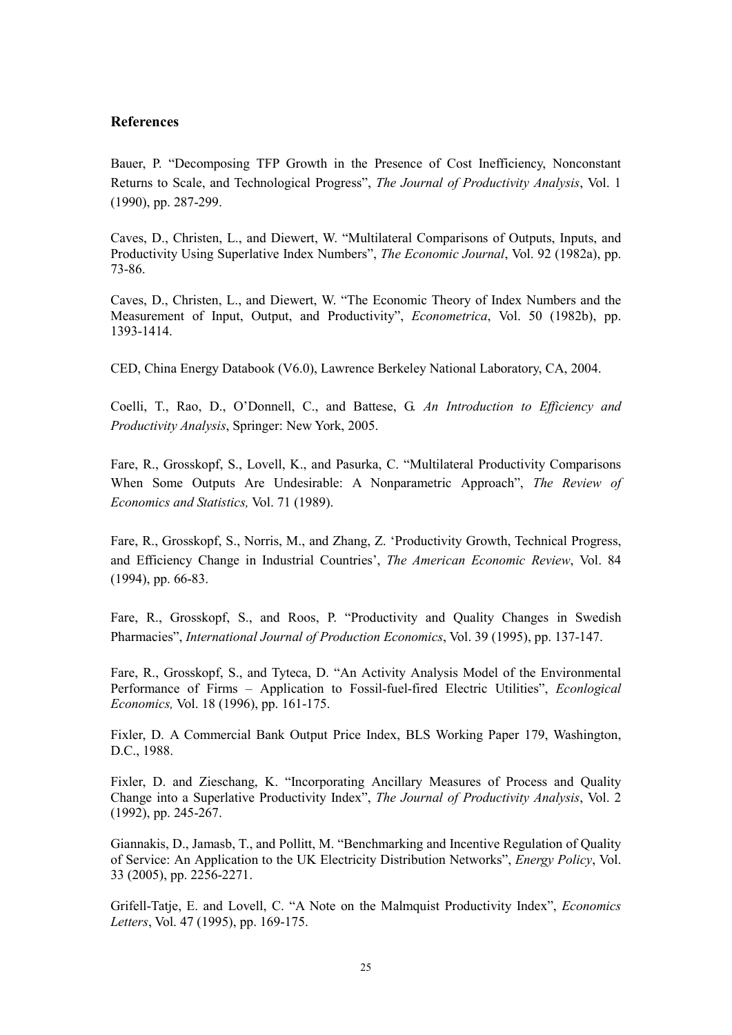## References

Bauer, P. "Decomposing TFP Growth in the Presence of Cost Inefficiency, Nonconstant Returns to Scale, and Technological Progress", *The Journal of Productivity Analysis*, Vol. 1 (1990), pp. 287-299.

Caves, D., Christen, L., and Diewert, W. "Multilateral Comparisons of Outputs, Inputs, and Productivity Using Superlative Index Numbers", *The Economic Journal*, Vol. 92 (1982a), pp. 73-86.

Caves, D., Christen, L., and Diewert, W. "The Economic Theory of Index Numbers and the Measurement of Input, Output, and Productivity", *Econometrica*, Vol. 50 (1982b), pp. 1393-1414.

CED, China Energy Databook (V6.0), Lawrence Berkeley National Laboratory, CA, 2004.

Coelli, T., Rao, D., O'Donnell, C., and Battese, G. *An Introduction to Efficiency and Productivity Analysis*, Springer: New York, 2005.

Fare, R., Grosskopf, S., Lovell, K., and Pasurka, C. "Multilateral Productivity Comparisons When Some Outputs Are Undesirable: A Nonparametric Approach", *The Review of Economics and Statistics,* Vol. 71 (1989).

Fare, R., Grosskopf, S., Norris, M., and Zhang, Z. 'Productivity Growth, Technical Progress, and Efficiency Change in Industrial Countries', *The American Economic Review*, Vol. 84 (1994), pp. 66-83.

Fare, R., Grosskopf, S., and Roos, P. "Productivity and Quality Changes in Swedish Pharmacies", *International Journal of Production Economics*, Vol. 39 (1995), pp. 137-147.

Fare, R., Grosskopf, S., and Tyteca, D. "An Activity Analysis Model of the Environmental Performance of Firms – Application to Fossil-fuel-fired Electric Utilities", *Econlogical Economics,* Vol. 18 (1996), pp. 161-175.

Fixler, D. A Commercial Bank Output Price Index, BLS Working Paper 179, Washington, D.C., 1988.

Fixler, D. and Zieschang, K. "Incorporating Ancillary Measures of Process and Quality Change into a Superlative Productivity Index", *The Journal of Productivity Analysis*, Vol. 2 (1992), pp. 245-267.

Giannakis, D., Jamasb, T., and Pollitt, M. "Benchmarking and Incentive Regulation of Quality of Service: An Application to the UK Electricity Distribution Networks", *Energy Policy*, Vol. 33 (2005), pp. 2256-2271.

Grifell-Tatje, E. and Lovell, C. "A Note on the Malmquist Productivity Index", *Economics Letters*, Vol. 47 (1995), pp. 169-175.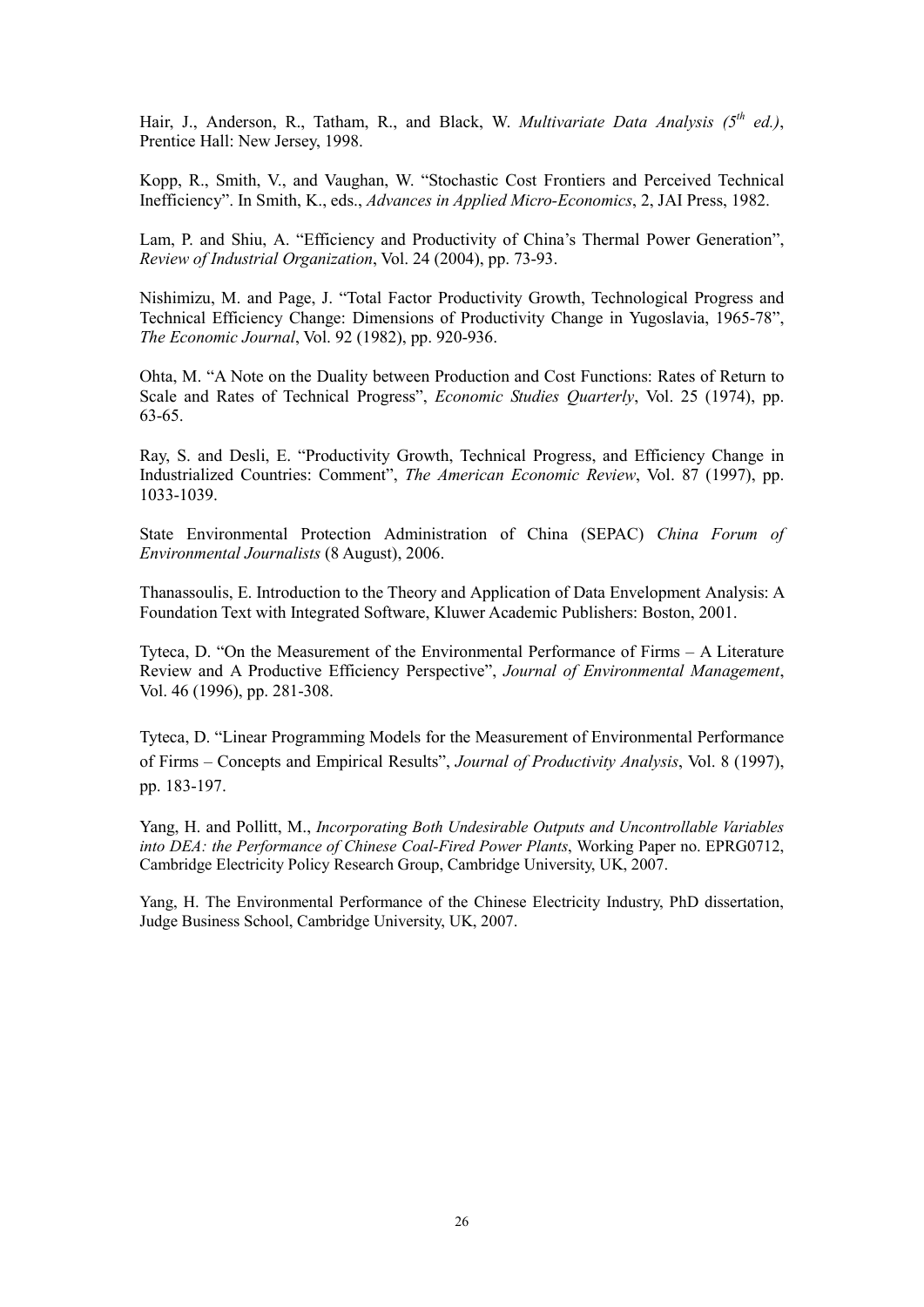Hair, J., Anderson, R., Tatham, R., and Black, W. *Multivariate Data Analysis (5th ed.)*, Prentice Hall: New Jersey, 1998.

Kopp, R., Smith, V., and Vaughan, W. "Stochastic Cost Frontiers and Perceived Technical Inefficiency". In Smith, K., eds., *Advances in Applied Micro-Economics*, 2, JAI Press, 1982.

Lam, P. and Shiu, A. "Efficiency and Productivity of China's Thermal Power Generation", *Review of Industrial Organization*, Vol. 24 (2004), pp. 73-93.

Nishimizu, M. and Page, J. "Total Factor Productivity Growth, Technological Progress and Technical Efficiency Change: Dimensions of Productivity Change in Yugoslavia, 1965-78", *The Economic Journal*, Vol. 92 (1982), pp. 920-936.

Ohta, M. "A Note on the Duality between Production and Cost Functions: Rates of Return to Scale and Rates of Technical Progress", *Economic Studies Quarterly*, Vol. 25 (1974), pp. 63-65.

Ray, S. and Desli, E. "Productivity Growth, Technical Progress, and Efficiency Change in Industrialized Countries: Comment", *The American Economic Review*, Vol. 87 (1997), pp. 1033-1039.

State Environmental Protection Administration of China (SEPAC) *China Forum of Environmental Journalists* (8 August), 2006.

Thanassoulis, E. Introduction to the Theory and Application of Data Envelopment Analysis: A Foundation Text with Integrated Software, Kluwer Academic Publishers: Boston, 2001.

Tyteca, D. "On the Measurement of the Environmental Performance of Firms – A Literature Review and A Productive Efficiency Perspective", *Journal of Environmental Management*, Vol. 46 (1996), pp. 281-308.

Tyteca, D. "Linear Programming Models for the Measurement of Environmental Performance of Firms – Concepts and Empirical Results", *Journal of Productivity Analysis*, Vol. 8 (1997), pp. 183-197.

Yang, H. and Pollitt, M., *Incorporating Both Undesirable Outputs and Uncontrollable Variables into DEA: the Performance of Chinese Coal-Fired Power Plants*, Working Paper no. EPRG0712, Cambridge Electricity Policy Research Group, Cambridge University, UK, 2007.

Yang, H. The Environmental Performance of the Chinese Electricity Industry, PhD dissertation, Judge Business School, Cambridge University, UK, 2007.